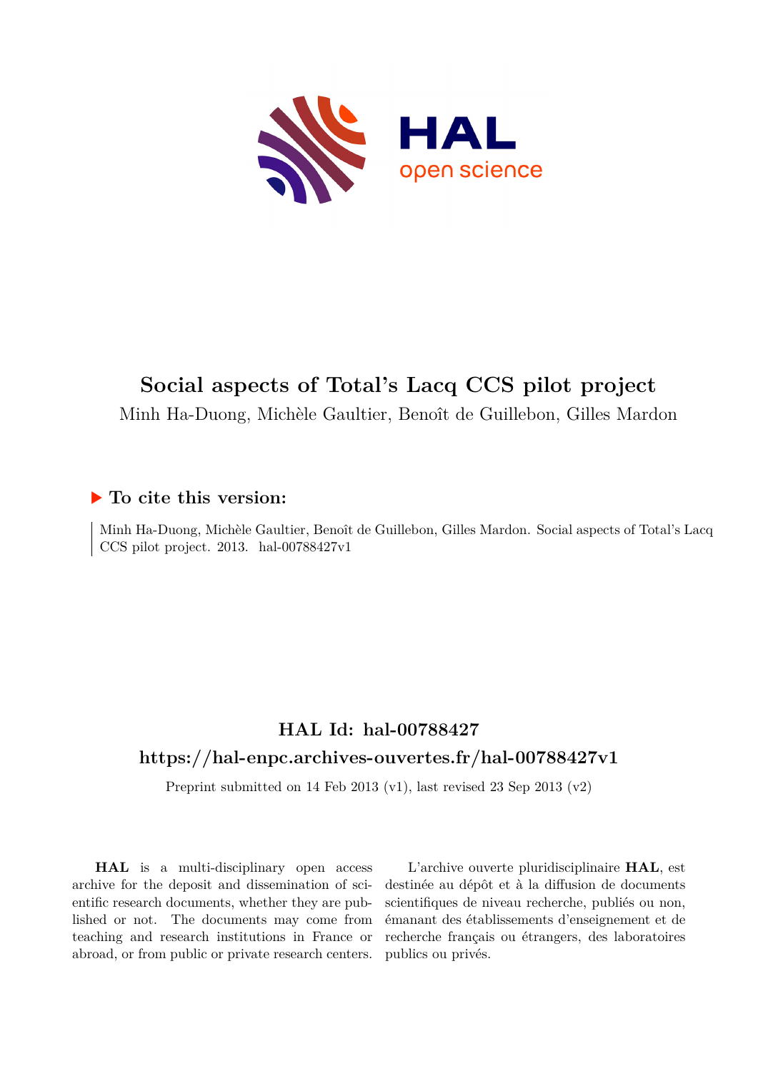# Social aspects of Total's Lacq CCS pilot project

Minh Ha-Duong, Michèle Gaultier, Benoît de Guillebon, Gilles Mardon

## ▶ To cite this version:

Minh Ha-Duong, Michèle Gaultier, Benoît de Guillebon, Gilles Mardon. Social aspects of Total's Lacq CCS pilot project. 2013. hal-00788427v1

## HAL Id: hal-00788427

## https://hal-enpc.archives-ouvertes.fr/hal-00788427v1

Preprint submitted on 14 Feb 2013 (v1), last revised 23 Sep 2013 (v2)

**HAL** is a multi-disciplinary open access archive for the deposit and dissemination of scientific research documents, whether they are published or not. The documents may come from teaching and research institutions in France or abroad, or from public or private research centers.

L'archive ouverte pluridisciplinaire **HAL**, est destinée au dépôt et à la diffusion de documents scientifiques de niveau recherche, publiés ou non, émanant des établissements d'enseignement et de recherche français ou étrangers, des laboratoires publics ou privés.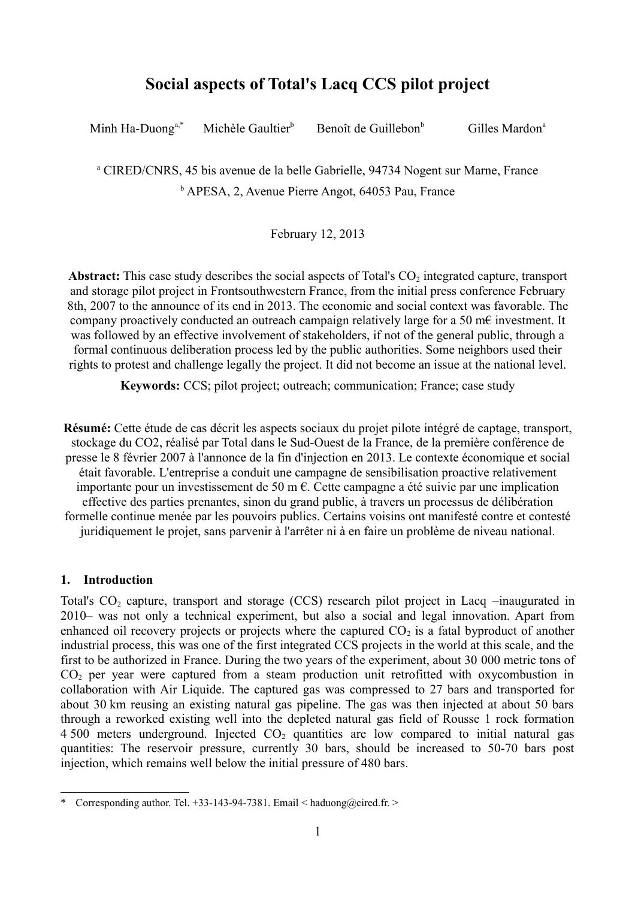# Social aspects of Total's Lacq CCS pilot project

Minh Ha-Duong[a,*] Michèle Gaultier[b] Benoît de Guillebon[b] Gilles Mardon[a]

[a] CIRED/CNRS, 45 bis avenue de la belle Gabrielle, 94734 Nogent sur Marne, France

[b] APESA, 2, Avenue Pierre Angot, 64053 Pau, France

February 12, 2013

**Abstract:** This case study describes the social aspects of Total's $CO_2$ integrated capture, transport and storage pilot project in Frontsouthwestern France, from the initial press conference February 8th, 2007 to the announce of its end in 2013. The economic and social context was favorable. The company proactively conducted an outreach campaign relatively large for a 50 m€ investment. It was followed by an effective involvement of stakeholders, if not of the general public, through a formal continuous deliberation process led by the public authorities. Some neighbors used their rights to protest and challenge legally the project. It did not become an issue at the national level.

**Keywords:** CCS; pilot project; outreach; communication; France; case study

**Résumé:** Cette étude de cas décrit les aspects sociaux du projet pilote intégré de captage, transport, stockage du CO2, réalisé par Total dans le Sud-Ouest de la France, de la première conférence de presse le 8 février 2007 à l'annonce de la fin d'injection en 2013. Le contexte économique et social était favorable. L'entreprise a conduit une campagne de sensibilisation proactive relativement importante pour un investissement de 50 m €. Cette campagne a été suivie par une implication effective des parties prenantes, sinon du grand public, à travers un processus de délibération formelle continue menée par les pouvoirs publics. Certains voisins ont manifesté contre et contesté juridiquement le projet, sans parvenir à l'arrêter ni à en faire un problème de niveau national.

## 1. Introduction

Total's $CO_2$ capture, transport and storage (CCS) research pilot project in Lacq –inaugurated in 2010– was not only a technical experiment, but also a social and legal innovation. Apart from enhanced oil recovery projects or projects where the captured $CO_2$ is a fatal byproduct of another industrial process, this was one of the first integrated CCS projects in the world at this scale, and the first to be authorized in France. During the two years of the experiment, about 30 000 metric tons of $CO_2$ per year were captured from a steam production unit retrofitted with oxycombustion in collaboration with Air Liquide. The captured gas was compressed to 27 bars and transported for about 30 km reusing an existing natural gas pipeline. The gas was then injected at about 50 bars through a reworked existing well into the depleted natural gas field of Rousse 1 rock formation 4 500 meters underground. Injected $CO_2$ quantities are low compared to initial natural gas quantities: The reservoir pressure, currently 30 bars, should be increased to 50-70 bars post injection, which remains well below the initial pressure of 480 bars.

---

[*] Corresponding author. Tel. +33-143-94-7381. Email < haduong@cired.fr. >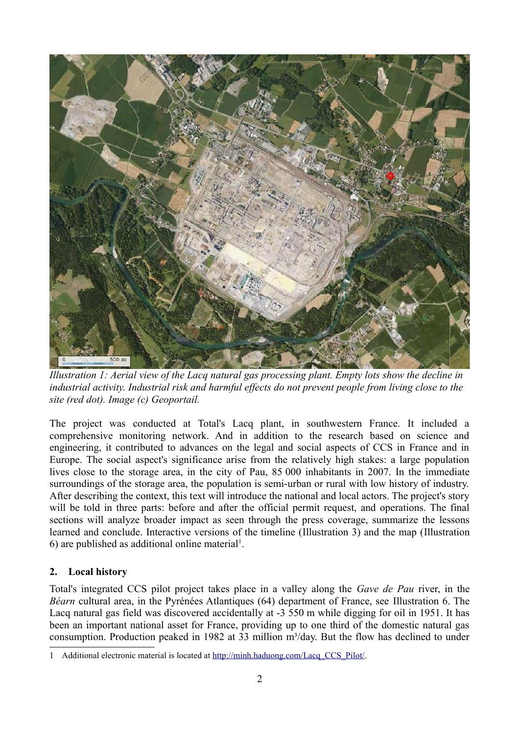*Illustration 1: Aerial view of the Lacq natural gas processing plant. Empty lots show the decline in industrial activity. Industrial risk and harmful effects do not prevent people from living close to the site (red dot). Image (c) Geoportail.*

The project was conducted at Total's Lacq plant, in southwestern France. It included a comprehensive monitoring network. And in addition to the research based on science and engineering, it contributed to advances on the legal and social aspects of CCS in France and in Europe. The social aspect's significance arise from the relatively high stakes: a large population lives close to the storage area, in the city of Pau, 85 000 inhabitants in 2007. In the immediate surroundings of the storage area, the population is semi-urban or rural with low history of industry. After describing the context, this text will introduce the national and local actors. The project's story will be told in three parts: before and after the official permit request, and operations. The final sections will analyze broader impact as seen through the press coverage, summarize the lessons learned and conclude. Interactive versions of the timeline (Illustration 3) and the map (Illustration 6) are published as additional online material[1].

## 2. Local history

Total's integrated CCS pilot project takes place in a valley along the *Gave de Pau* river, in the *Béarn* cultural area, in the Pyrénées Atlantiques (64) department of France, see Illustration 6. The Lacq natural gas field was discovered accidentally at -3 550 m while digging for oil in 1951. It has been an important national asset for France, providing up to one third of the domestic natural gas consumption. Production peaked in 1982 at 33 million m³/day. But the flow has declined to under

---

1 Additional electronic material is located at http://minh.haduong.com/Lacq_CCS_Pilot/.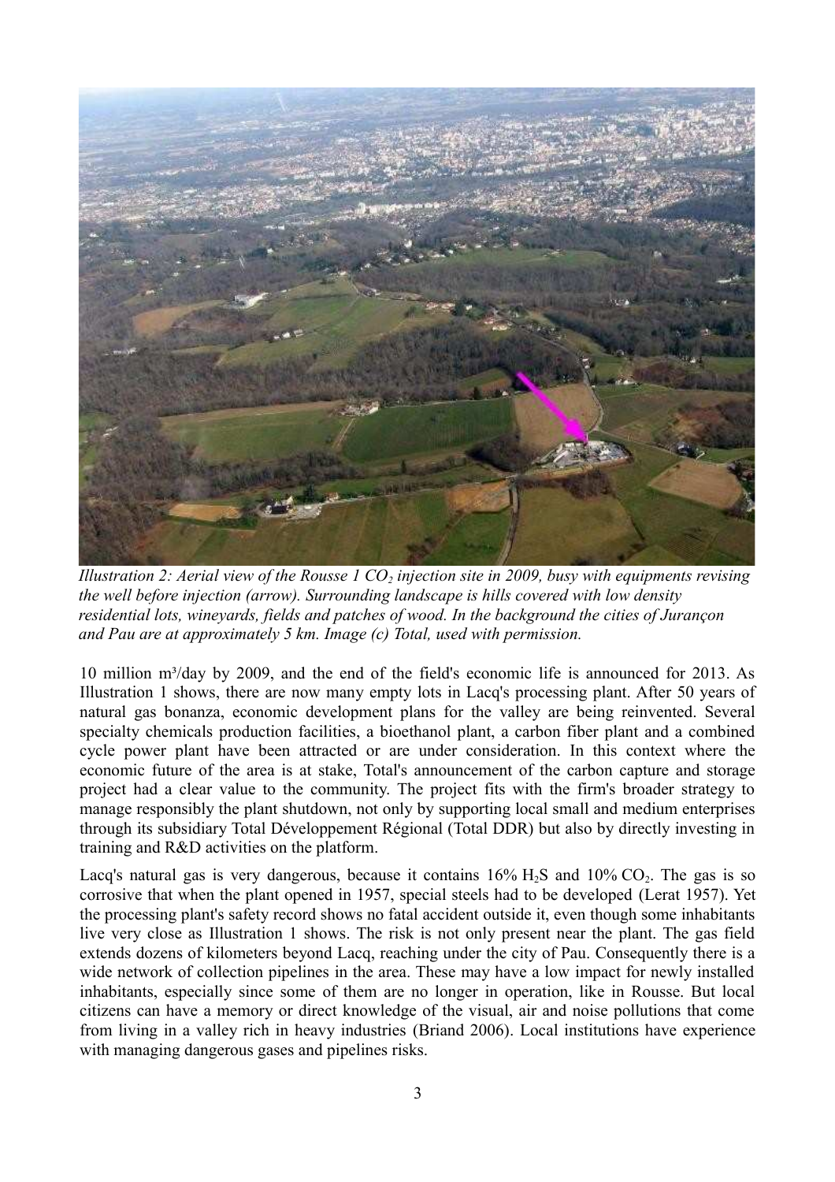*Illustration 2: Aerial view of the Rousse 1 $CO_2$ injection site in 2009, busy with equipments revising the well before injection (arrow). Surrounding landscape is hills covered with low density residential lots, wineyards, fields and patches of wood. In the background the cities of Jurançon and Pau are at approximately 5 km. Image (c) Total, used with permission.*

10 million m³/day by 2009, and the end of the field's economic life is announced for 2013. As Illustration 1 shows, there are now many empty lots in Lacq's processing plant. After 50 years of natural gas bonanza, economic development plans for the valley are being reinvented. Several specialty chemicals production facilities, a bioethanol plant, a carbon fiber plant and a combined cycle power plant have been attracted or are under consideration. In this context where the economic future of the area is at stake, Total's announcement of the carbon capture and storage project had a clear value to the community. The project fits with the firm's broader strategy to manage responsibly the plant shutdown, not only by supporting local small and medium enterprises through its subsidiary Total Développement Régional (Total DDR) but also by directly investing in training and R&D activities on the platform.

Lacq's natural gas is very dangerous, because it contains 16% $H_2S$ and 10% $CO_2$. The gas is so corrosive that when the plant opened in 1957, special steels had to be developed (Lerat 1957). Yet the processing plant's safety record shows no fatal accident outside it, even though some inhabitants live very close as Illustration 1 shows. The risk is not only present near the plant. The gas field extends dozens of kilometers beyond Lacq, reaching under the city of Pau. Consequently there is a wide network of collection pipelines in the area. These may have a low impact for newly installed inhabitants, especially since some of them are no longer in operation, like in Rousse. But local citizens can have a memory or direct knowledge of the visual, air and noise pollutions that come from living in a valley rich in heavy industries (Briand 2006). Local institutions have experience with managing dangerous gases and pipelines risks.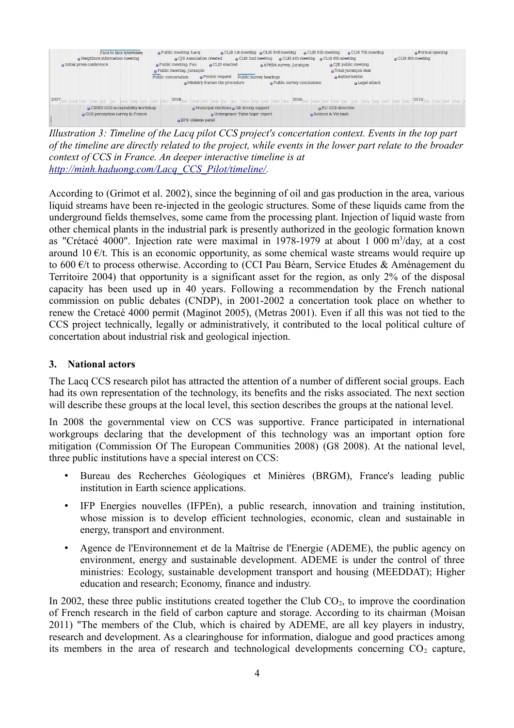*Illustration 3: Timeline of the Lacq pilot CCS project's concertation context. Events in the top part of the timeline are directly related to the project, while events in the lower part relate to the broader context of CCS in France. An deeper interactive timeline is at [http://minh.haduong.com/Lacq_CCS_Pilot/timeline/](http://minh.haduong.com/Lacq_CCS_Pilot/timeline/).*

According to (Grimot et al. 2002), since the beginning of oil and gas production in the area, various liquid streams have been re-injected in the geologic structures. Some of these liquids came from the underground fields themselves, some came from the processing plant. Injection of liquid waste from other chemical plants in the industrial park is presently authorized in the geologic formation known as "Crétacé 4000". Injection rate were maximal in 1978-1979 at about 1 000 $m^3$/day, at a cost around 10 €/t. This is an economic opportunity, as some chemical waste streams would require up to 600 €/t to process otherwise. According to (CCI Pau Béarn, Service Etudes & Aménagement du Territoire 2004) that opportunity is a significant asset for the region, as only 2% of the disposal capacity has been used up in 40 years. Following a recommendation by the French national commission on public debates (CNDP), in 2001-2002 a concertation took place on whether to renew the Cretacé 4000 permit (Maginot 2005), (Metras 2001). Even if all this was not tied to the CCS project technically, legally or administratively, it contributed to the local political culture of concertation about industrial risk and geological injection.

## 3. National actors

The Lacq CCS research pilot has attracted the attention of a number of different social groups. Each had its own representation of the technology, its benefits and the risks associated. The next section will describe these groups at the local level, this section describes the groups at the national level.

In 2008 the governmental view on CCS was supportive. France participated in international workgroups declaring that the development of this technology was an important option fore mitigation (Commission Of The European Communities 2008) (G8 2008). At the national level, three public institutions have a special interest on CCS:

- Bureau des Recherches Géologiques et Minières (BRGM), France's leading public institution in Earth science applications.
- IFP Energies nouvelles (IFPEn), a public research, innovation and training institution, whose mission is to develop efficient technologies, economic, clean and sustainable in energy, transport and environment.
- Agence de l'Environnement et de la Maîtrise de l'Energie (ADEME), the public agency on environment, energy and sustainable development. ADEME is under the control of three ministries: Ecology, sustainable development transport and housing (MEEDDAT); Higher education and research; Economy, finance and industry.

In 2002, these three public institutions created together the Club $CO_2$, to improve the coordination of French research in the field of carbon capture and storage. According to its chairman (Moisan 2011) "The members of the Club, which is chaired by ADEME, are all key players in industry, research and development. As a clearinghouse for information, dialogue and good practices among its members in the area of research and technological developments concerning $CO_2$ capture,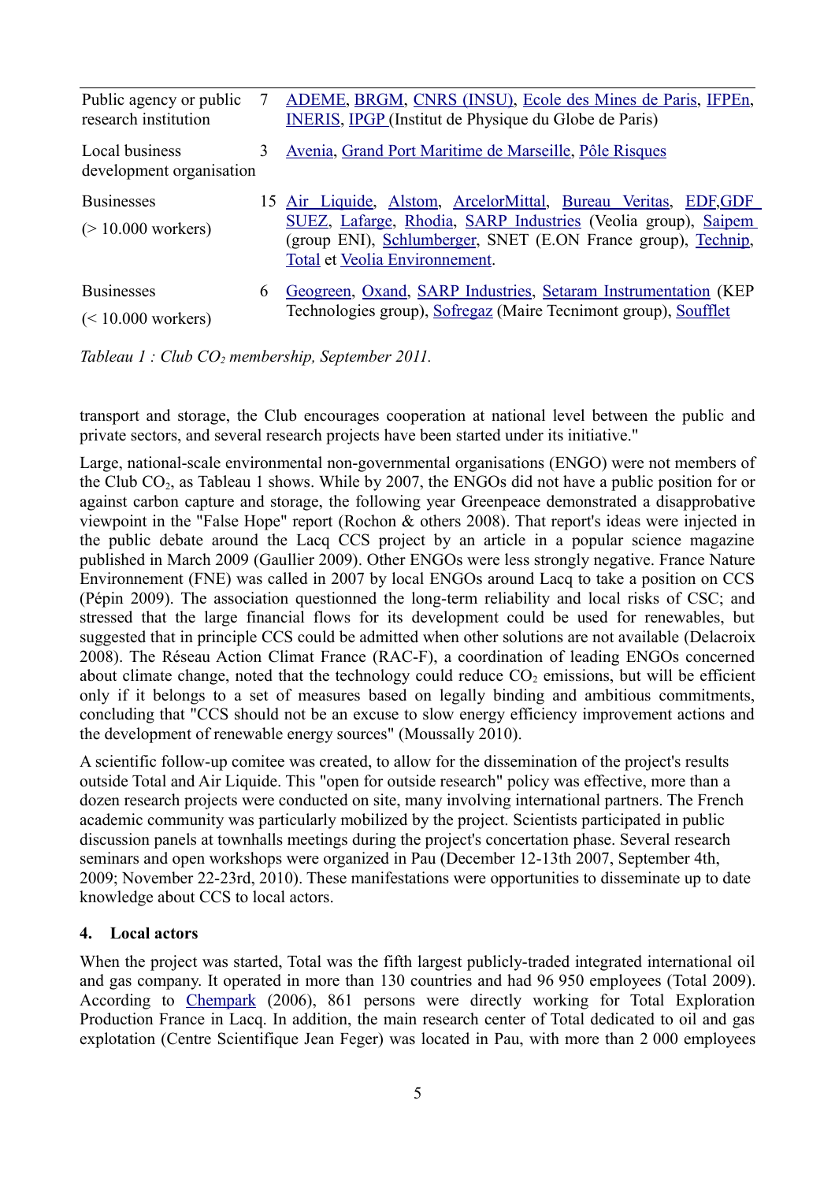| Public agency or public research institution | 7 | ADEME, BRGM, CNRS (INSU), Ecole des Mines de Paris, IFPEn, INERIS, IPGP (Institut de Physique du Globe de Paris) |
|---|---|---|
| Local business development organisation | 3 | Avenia, Grand Port Maritime de Marseille, Pôle Risques |
| Businesses (> 10.000 workers) | 15 | Air Liquide, Alstom, ArcelorMittal, Bureau Veritas, EDF,GDF SUEZ, Lafarge, Rhodia, SARP Industries (Veolia group), Saipem (group ENI), Schlumberger, SNET (E.ON France group), Technip, Total et Veolia Environnement. |
| Businesses (< 10.000 workers) | 6 | Geogreen, Oxand, SARP Industries, Setaram Instrumentation (KEP Technologies group), Sofregaz (Maire Tecnimont group), Soufflet |

*Tableau 1 : Club $CO_2$ membership, September 2011.*

transport and storage, the Club encourages cooperation at national level between the public and private sectors, and several research projects have been started under its initiative."

Large, national-scale environmental non-governmental organisations (ENGO) were not members of the Club $CO_2$, as Tableau 1 shows. While by 2007, the ENGOs did not have a public position for or against carbon capture and storage, the following year Greenpeace demonstrated a disapprobative viewpoint in the "False Hope" report (Rochon & others 2008). That report's ideas were injected in the public debate around the Lacq CCS project by an article in a popular science magazine published in March 2009 (Gaullier 2009). Other ENGOs were less strongly negative. France Nature Environnement (FNE) was called in 2007 by local ENGOs around Lacq to take a position on CCS (Pépin 2009). The association questionned the long-term reliability and local risks of CSC; and stressed that the large financial flows for its development could be used for renewables, but suggested that in principle CCS could be admitted when other solutions are not available (Delacroix 2008). The Réseau Action Climat France (RAC-F), a coordination of leading ENGOs concerned about climate change, noted that the technology could reduce $CO_2$ emissions, but will be efficient only if it belongs to a set of measures based on legally binding and ambitious commitments, concluding that "CCS should not be an excuse to slow energy efficiency improvement actions and the development of renewable energy sources" (Moussally 2010).

A scientific follow-up comitee was created, to allow for the dissemination of the project's results outside Total and Air Liquide. This "open for outside research" policy was effective, more than a dozen research projects were conducted on site, many involving international partners. The French academic community was particularly mobilized by the project. Scientists participated in public discussion panels at townhalls meetings during the project's concertation phase. Several research seminars and open workshops were organized in Pau (December 12-13th 2007, September 4th, 2009; November 22-23rd, 2010). These manifestations were opportunities to disseminate up to date knowledge about CCS to local actors.

## 4. Local actors

When the project was started, Total was the fifth largest publicly-traded integrated international oil and gas company. It operated in more than 130 countries and had 96 950 employees (Total 2009). According to Chempark (2006), 861 persons were directly working for Total Exploration Production France in Lacq. In addition, the main research center of Total dedicated to oil and gas explotation (Centre Scientifique Jean Feger) was located in Pau, with more than 2 000 employees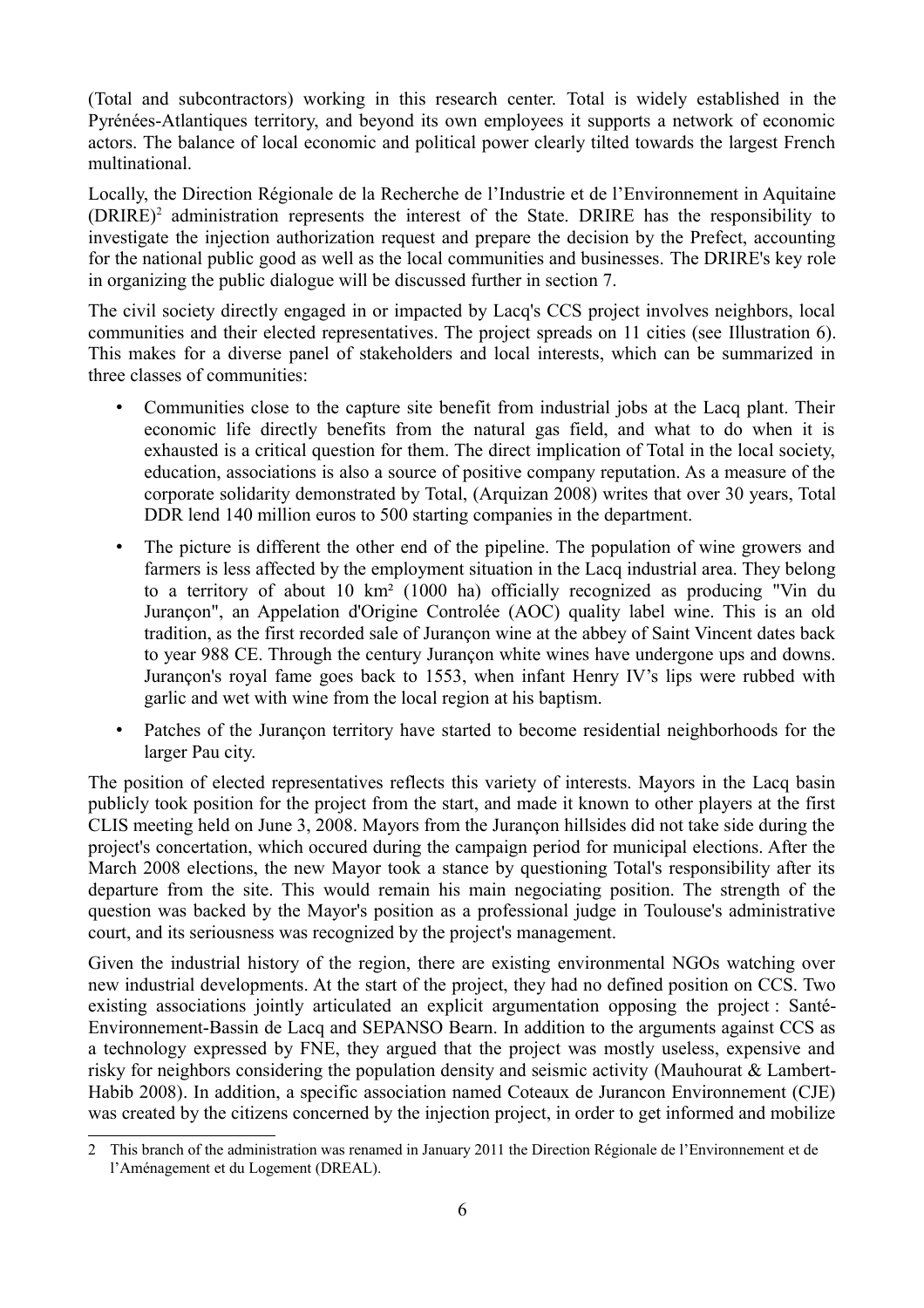(Total and subcontractors) working in this research center. Total is widely established in the Pyrénées-Atlantiques territory, and beyond its own employees it supports a network of economic actors. The balance of local economic and political power clearly tilted towards the largest French multinational.

Locally, the Direction Régionale de la Recherche de l'Industrie et de l'Environnement in Aquitaine (DRIRE)[2] administration represents the interest of the State. DRIRE has the responsibility to investigate the injection authorization request and prepare the decision by the Prefect, accounting for the national public good as well as the local communities and businesses. The DRIRE's key role in organizing the public dialogue will be discussed further in section 7.

The civil society directly engaged in or impacted by Lacq's CCS project involves neighbors, local communities and their elected representatives. The project spreads on 11 cities (see Illustration 6). This makes for a diverse panel of stakeholders and local interests, which can be summarized in three classes of communities:

- Communities close to the capture site benefit from industrial jobs at the Lacq plant. Their economic life directly benefits from the natural gas field, and what to do when it is exhausted is a critical question for them. The direct implication of Total in the local society, education, associations is also a source of positive company reputation. As a measure of the corporate solidarity demonstrated by Total, (Arquizan 2008) writes that over 30 years, Total DDR lend 140 million euros to 500 starting companies in the department.
- The picture is different the other end of the pipeline. The population of wine growers and farmers is less affected by the employment situation in the Lacq industrial area. They belong to a territory of about 10 km² (1000 ha) officially recognized as producing "Vin du Jurançon", an Appelation d'Origine Controlée (AOC) quality label wine. This is an old tradition, as the first recorded sale of Jurançon wine at the abbey of Saint Vincent dates back to year 988 CE. Through the century Jurançon white wines have undergone ups and downs. Jurançon's royal fame goes back to 1553, when infant Henry IV's lips were rubbed with garlic and wet with wine from the local region at his baptism.
- Patches of the Jurançon territory have started to become residential neighborhoods for the larger Pau city.

The position of elected representatives reflects this variety of interests. Mayors in the Lacq basin publicly took position for the project from the start, and made it known to other players at the first CLIS meeting held on June 3, 2008. Mayors from the Jurançon hillsides did not take side during the project's concertation, which occured during the campaign period for municipal elections. After the March 2008 elections, the new Mayor took a stance by questioning Total's responsibility after its departure from the site. This would remain his main negociating position. The strength of the question was backed by the Mayor's position as a professional judge in Toulouse's administrative court, and its seriousness was recognized by the project's management.

Given the industrial history of the region, there are existing environmental NGOs watching over new industrial developments. At the start of the project, they had no defined position on CCS. Two existing associations jointly articulated an explicit argumentation opposing the project : Santé-Environnement-Bassin de Lacq and SEPANSO Bearn. In addition to the arguments against CCS as a technology expressed by FNE, they argued that the project was mostly useless, expensive and risky for neighbors considering the population density and seismic activity (Mauhourat & Lambert-Habib 2008). In addition, a specific association named Coteaux de Jurancon Environnement (CJE) was created by the citizens concerned by the injection project, in order to get informed and mobilize

[2] This branch of the administration was renamed in January 2011 the Direction Régionale de l'Environnement et de l'Aménagement et du Logement (DREAL).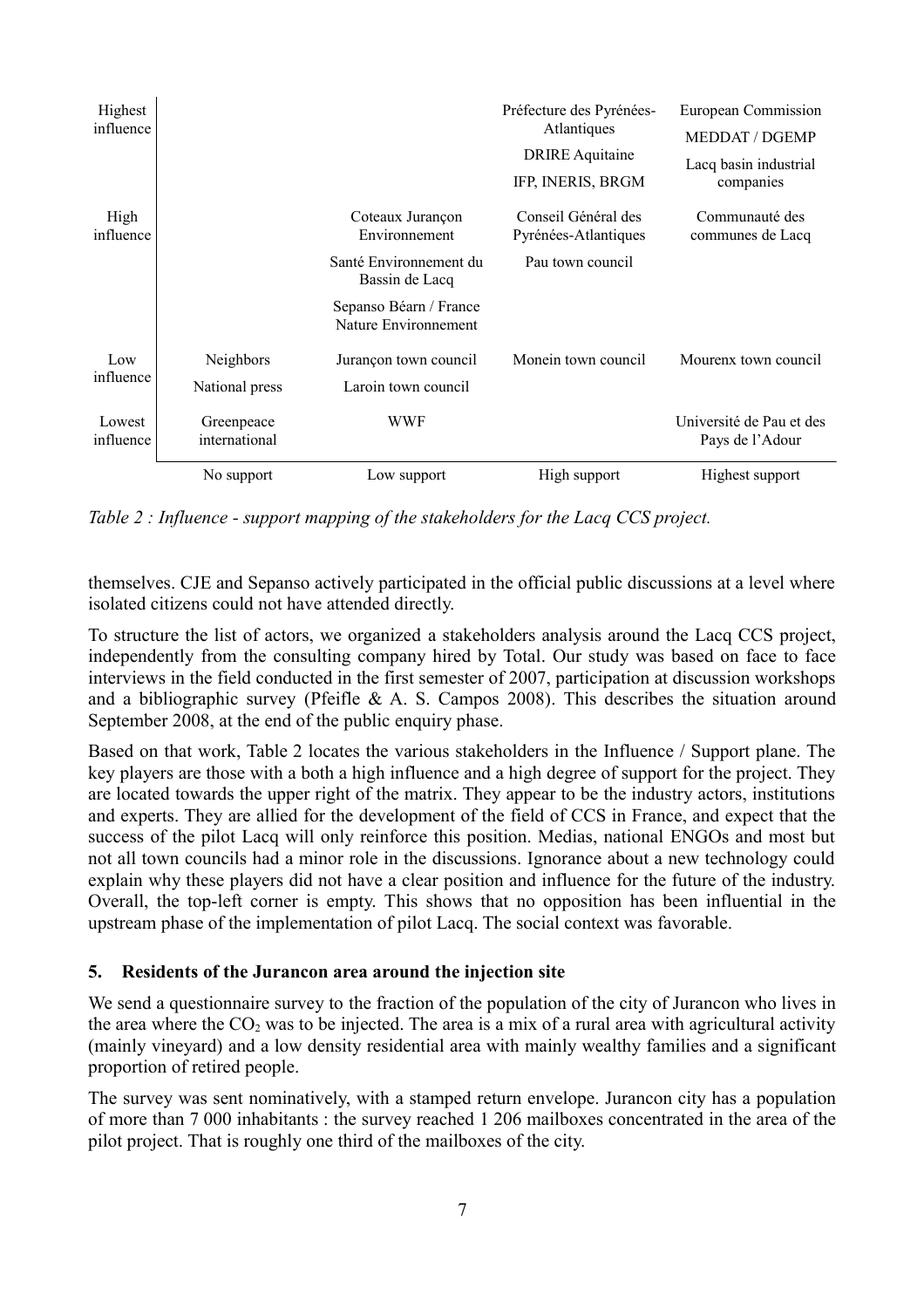| | No support | Low support | High support | Highest support |
|---|---|---|---|---|
| Highest influence | | | Préfecture des Pyrénées-Atlantiques<br>DRIRE Aquitaine<br>IFP, INERIS, BRGM | European Commission<br>MEDDAT / DGEMP<br>Lacq basin industrial companies |
| High influence | | Coteaux Jurançon Environnement<br>Santé Environnement du Bassin de Lacq<br>Sepanso Béarn / France Nature Environnement | Conseil Général des Pyrénées-Atlantiques<br>Pau town council | Communauté des communes de Lacq |
| Low influence | Neighbors<br>National press | Jurançon town council<br>Laroin town council | Monein town council | Mourenx town council |
| Lowest influence | Greenpeace international | WWF | | Université de Pau et des Pays de l'Adour |

*Table 2 : Influence - support mapping of the stakeholders for the Lacq CCS project.*

themselves. CJE and Sepanso actively participated in the official public discussions at a level where isolated citizens could not have attended directly.

To structure the list of actors, we organized a stakeholders analysis around the Lacq CCS project, independently from the consulting company hired by Total. Our study was based on face to face interviews in the field conducted in the first semester of 2007, participation at discussion workshops and a bibliographic survey (Pfeifle & A. S. Campos 2008). This describes the situation around September 2008, at the end of the public enquiry phase.

Based on that work, Table 2 locates the various stakeholders in the Influence / Support plane. The key players are those with a both a high influence and a high degree of support for the project. They are located towards the upper right of the matrix. They appear to be the industry actors, institutions and experts. They are allied for the development of the field of CCS in France, and expect that the success of the pilot Lacq will only reinforce this position. Medias, national ENGOs and most but not all town councils had a minor role in the discussions. Ignorance about a new technology could explain why these players did not have a clear position and influence for the future of the industry. Overall, the top-left corner is empty. This shows that no opposition has been influential in the upstream phase of the implementation of pilot Lacq. The social context was favorable.

## 5. Residents of the Jurancon area around the injection site

We send a questionnaire survey to the fraction of the population of the city of Jurancon who lives in the area where the $CO_2$ was to be injected. The area is a mix of a rural area with agricultural activity (mainly vineyard) and a low density residential area with mainly wealthy families and a significant proportion of retired people.

The survey was sent nominatively, with a stamped return envelope. Jurancon city has a population of more than 7 000 inhabitants : the survey reached 1 206 mailboxes concentrated in the area of the pilot project. That is roughly one third of the mailboxes of the city.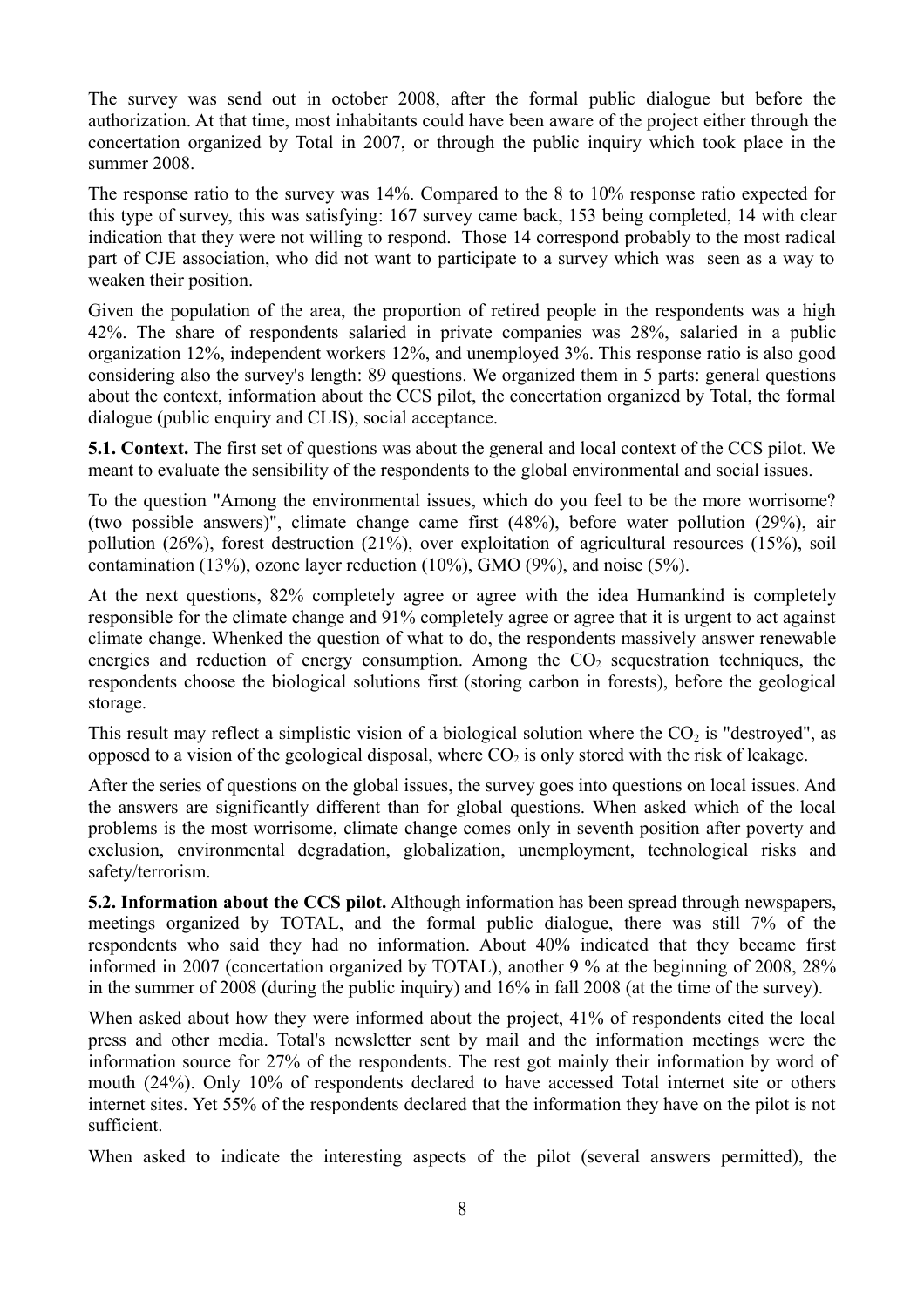The survey was send out in october 2008, after the formal public dialogue but before the authorization. At that time, most inhabitants could have been aware of the project either through the concertation organized by Total in 2007, or through the public inquiry which took place in the summer 2008.

The response ratio to the survey was 14%. Compared to the 8 to 10% response ratio expected for this type of survey, this was satisfying: 167 survey came back, 153 being completed, 14 with clear indication that they were not willing to respond. Those 14 correspond probably to the most radical part of CJE association, who did not want to participate to a survey which was seen as a way to weaken their position.

Given the population of the area, the proportion of retired people in the respondents was a high 42%. The share of respondents salaried in private companies was 28%, salaried in a public organization 12%, independent workers 12%, and unemployed 3%. This response ratio is also good considering also the survey's length: 89 questions. We organized them in 5 parts: general questions about the context, information about the CCS pilot, the concertation organized by Total, the formal dialogue (public enquiry and CLIS), social acceptance.

**5.1. Context.** The first set of questions was about the general and local context of the CCS pilot. We meant to evaluate the sensibility of the respondents to the global environmental and social issues.

To the question "Among the environmental issues, which do you feel to be the more worrisome? (two possible answers)", climate change came first (48%), before water pollution (29%), air pollution (26%), forest destruction (21%), over exploitation of agricultural resources (15%), soil contamination (13%), ozone layer reduction (10%), GMO (9%), and noise (5%).

At the next questions, 82% completely agree or agree with the idea Humankind is completely responsible for the climate change and 91% completely agree or agree that it is urgent to act against climate change. Whenked the question of what to do, the respondents massively answer renewable energies and reduction of energy consumption. Among the $CO_2$ sequestration techniques, the respondents choose the biological solutions first (storing carbon in forests), before the geological storage.

This result may reflect a simplistic vision of a biological solution where the $CO_2$ is "destroyed", as opposed to a vision of the geological disposal, where $CO_2$ is only stored with the risk of leakage.

After the series of questions on the global issues, the survey goes into questions on local issues. And the answers are significantly different than for global questions. When asked which of the local problems is the most worrisome, climate change comes only in seventh position after poverty and exclusion, environmental degradation, globalization, unemployment, technological risks and safety/terrorism.

**5.2. Information about the CCS pilot.** Although information has been spread through newspapers, meetings organized by TOTAL, and the formal public dialogue, there was still 7% of the respondents who said they had no information. About 40% indicated that they became first informed in 2007 (concertation organized by TOTAL), another 9 % at the beginning of 2008, 28% in the summer of 2008 (during the public inquiry) and 16% in fall 2008 (at the time of the survey).

When asked about how they were informed about the project, 41% of respondents cited the local press and other media. Total's newsletter sent by mail and the information meetings were the information source for 27% of the respondents. The rest got mainly their information by word of mouth (24%). Only 10% of respondents declared to have accessed Total internet site or others internet sites. Yet 55% of the respondents declared that the information they have on the pilot is not sufficient.

When asked to indicate the interesting aspects of the pilot (several answers permitted), the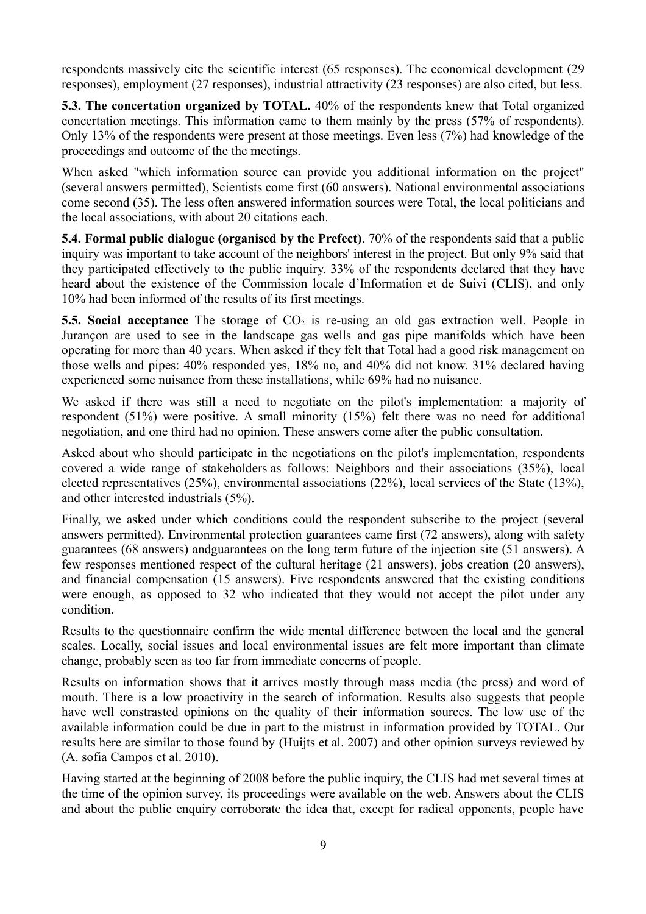respondents massively cite the scientific interest (65 responses). The economical development (29 responses), employment (27 responses), industrial attractivity (23 responses) are also cited, but less.

**5.3. The concertation organized by TOTAL.** 40% of the respondents knew that Total organized concertation meetings. This information came to them mainly by the press (57% of respondents). Only 13% of the respondents were present at those meetings. Even less (7%) had knowledge of the proceedings and outcome of the the meetings.

When asked "which information source can provide you additional information on the project" (several answers permitted), Scientists come first (60 answers). National environmental associations come second (35). The less often answered information sources were Total, the local politicians and the local associations, with about 20 citations each.

**5.4. Formal public dialogue (organised by the Prefect)**. 70% of the respondents said that a public inquiry was important to take account of the neighbors' interest in the project. But only 9% said that they participated effectively to the public inquiry. 33% of the respondents declared that they have heard about the existence of the Commission locale d'Information et de Suivi (CLIS), and only 10% had been informed of the results of its first meetings.

**5.5. Social acceptance** The storage of $CO_2$ is re-using an old gas extraction well. People in Jurançon are used to see in the landscape gas wells and gas pipe manifolds which have been operating for more than 40 years. When asked if they felt that Total had a good risk management on those wells and pipes: 40% responded yes, 18% no, and 40% did not know. 31% declared having experienced some nuisance from these installations, while 69% had no nuisance.

We asked if there was still a need to negotiate on the pilot's implementation: a majority of respondent (51%) were positive. A small minority (15%) felt there was no need for additional negotiation, and one third had no opinion. These answers come after the public consultation.

Asked about who should participate in the negotiations on the pilot's implementation, respondents covered a wide range of stakeholders as follows: Neighbors and their associations (35%), local elected representatives (25%), environmental associations (22%), local services of the State (13%), and other interested industrials (5%).

Finally, we asked under which conditions could the respondent subscribe to the project (several answers permitted). Environmental protection guarantees came first (72 answers), along with safety guarantees (68 answers) andguarantees on the long term future of the injection site (51 answers). A few responses mentioned respect of the cultural heritage (21 answers), jobs creation (20 answers), and financial compensation (15 answers). Five respondents answered that the existing conditions were enough, as opposed to 32 who indicated that they would not accept the pilot under any condition.

Results to the questionnaire confirm the wide mental difference between the local and the general scales. Locally, social issues and local environmental issues are felt more important than climate change, probably seen as too far from immediate concerns of people.

Results on information shows that it arrives mostly through mass media (the press) and word of mouth. There is a low proactivity in the search of information. Results also suggests that people have well constrasted opinions on the quality of their information sources. The low use of the available information could be due in part to the mistrust in information provided by TOTAL. Our results here are similar to those found by (Huijts et al. 2007) and other opinion surveys reviewed by (A. sofia Campos et al. 2010).

Having started at the beginning of 2008 before the public inquiry, the CLIS had met several times at the time of the opinion survey, its proceedings were available on the web. Answers about the CLIS and about the public enquiry corroborate the idea that, except for radical opponents, people have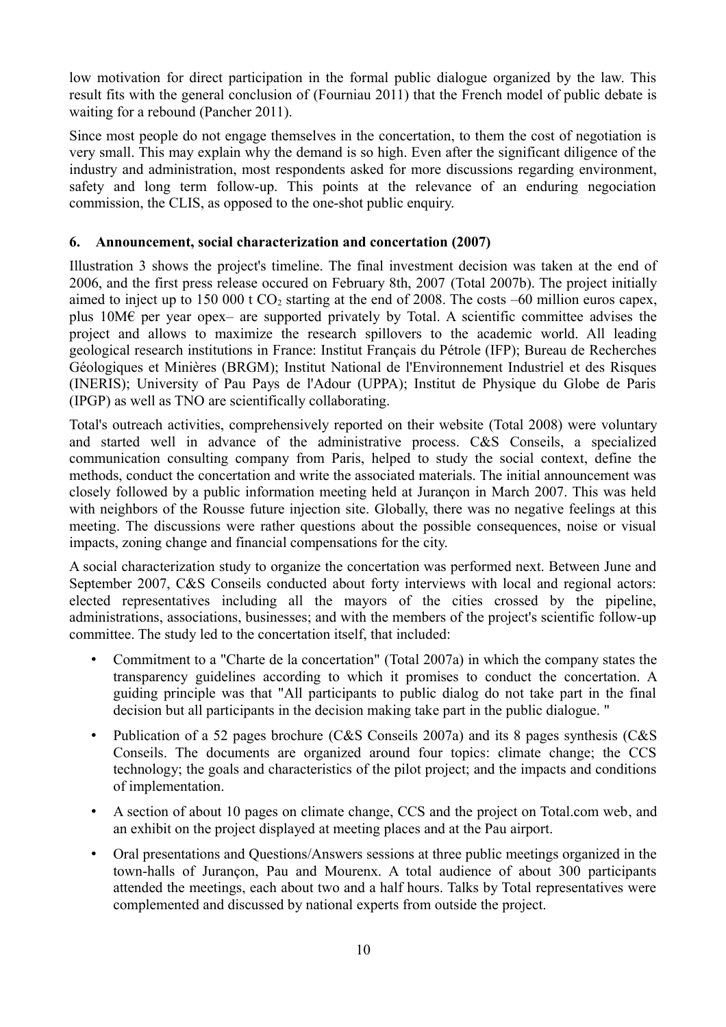low motivation for direct participation in the formal public dialogue organized by the law. This result fits with the general conclusion of (Fourniau 2011) that the French model of public debate is waiting for a rebound (Pancher 2011).

Since most people do not engage themselves in the concertation, to them the cost of negotiation is very small. This may explain why the demand is so high. Even after the significant diligence of the industry and administration, most respondents asked for more discussions regarding environment, safety and long term follow-up. This points at the relevance of an enduring negociation commission, the CLIS, as opposed to the one-shot public enquiry.

## 6. Announcement, social characterization and concertation (2007)

Illustration 3 shows the project's timeline. The final investment decision was taken at the end of 2006, and the first press release occured on February 8th, 2007 (Total 2007b). The project initially aimed to inject up to 150 000 t $CO_2$ starting at the end of 2008. The costs –60 million euros capex, plus 10M€ per year opex– are supported privately by Total. A scientific committee advises the project and allows to maximize the research spillovers to the academic world. All leading geological research institutions in France: Institut Français du Pétrole (IFP); Bureau de Recherches Géologiques et Minières (BRGM); Institut National de l'Environnement Industriel et des Risques (INERIS); University of Pau Pays de l'Adour (UPPA); Institut de Physique du Globe de Paris (IPGP) as well as TNO are scientifically collaborating.

Total's outreach activities, comprehensively reported on their website (Total 2008) were voluntary and started well in advance of the administrative process. C&S Conseils, a specialized communication consulting company from Paris, helped to study the social context, define the methods, conduct the concertation and write the associated materials. The initial announcement was closely followed by a public information meeting held at Jurançon in March 2007. This was held with neighbors of the Rousse future injection site. Globally, there was no negative feelings at this meeting. The discussions were rather questions about the possible consequences, noise or visual impacts, zoning change and financial compensations for the city.

A social characterization study to organize the concertation was performed next. Between June and September 2007, C&S Conseils conducted about forty interviews with local and regional actors: elected representatives including all the mayors of the cities crossed by the pipeline, administrations, associations, businesses; and with the members of the project's scientific follow-up committee. The study led to the concertation itself, that included:

- Commitment to a "Charte de la concertation" (Total 2007a) in which the company states the transparency guidelines according to which it promises to conduct the concertation. A guiding principle was that "All participants to public dialog do not take part in the final decision but all participants in the decision making take part in the public dialogue. "
- Publication of a 52 pages brochure (C&S Conseils 2007a) and its 8 pages synthesis (C&S Conseils. The documents are organized around four topics: climate change; the CCS technology; the goals and characteristics of the pilot project; and the impacts and conditions of implementation.
- A section of about 10 pages on climate change, CCS and the project on Total.com web, and an exhibit on the project displayed at meeting places and at the Pau airport.
- Oral presentations and Questions/Answers sessions at three public meetings organized in the town-halls of Jurançon, Pau and Mourenx. A total audience of about 300 participants attended the meetings, each about two and a half hours. Talks by Total representatives were complemented and discussed by national experts from outside the project.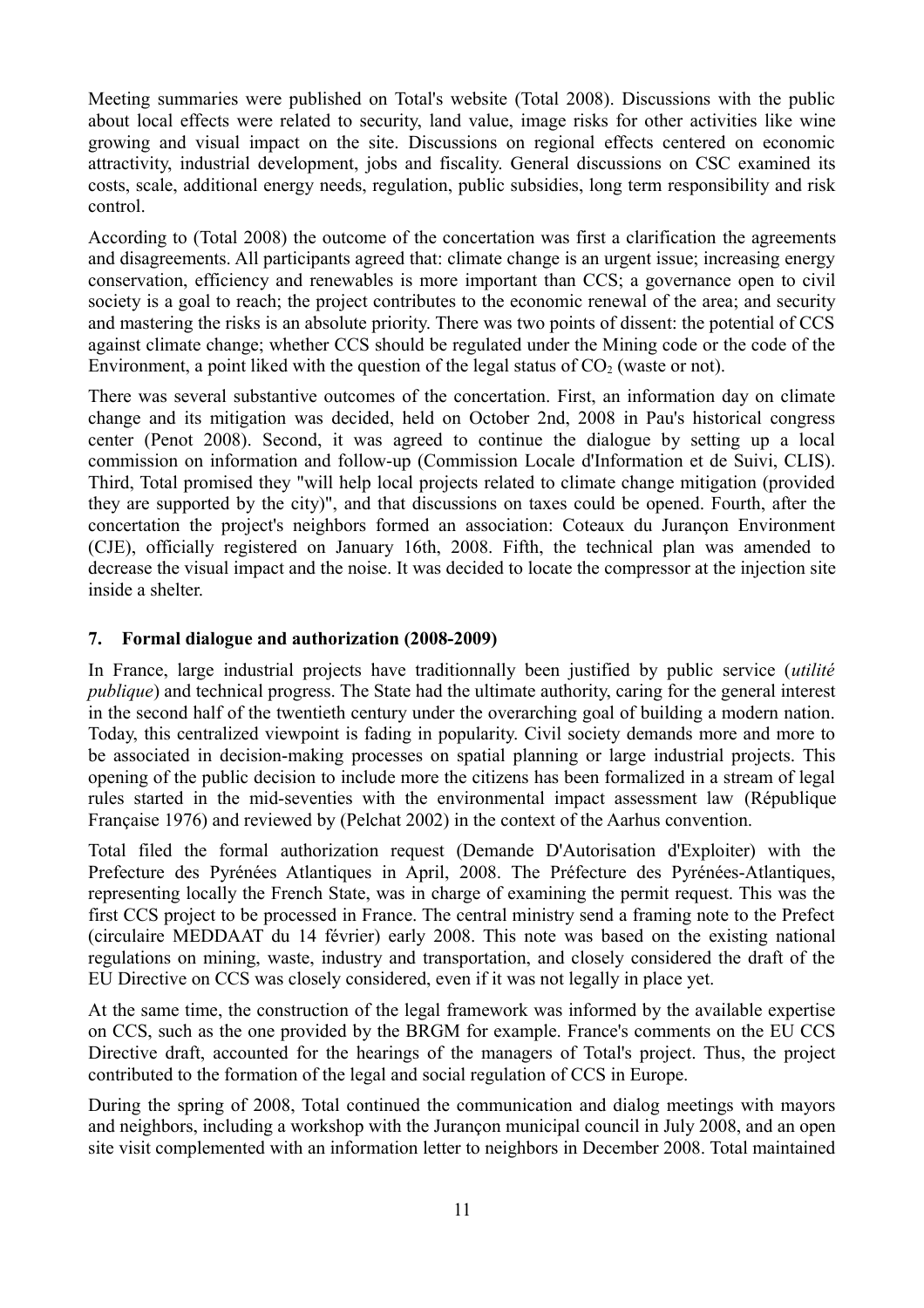Meeting summaries were published on Total's website (Total 2008). Discussions with the public about local effects were related to security, land value, image risks for other activities like wine growing and visual impact on the site. Discussions on regional effects centered on economic attractivity, industrial development, jobs and fiscality. General discussions on CSC examined its costs, scale, additional energy needs, regulation, public subsidies, long term responsibility and risk control.

According to (Total 2008) the outcome of the concertation was first a clarification the agreements and disagreements. All participants agreed that: climate change is an urgent issue; increasing energy conservation, efficiency and renewables is more important than CCS; a governance open to civil society is a goal to reach; the project contributes to the economic renewal of the area; and security and mastering the risks is an absolute priority. There was two points of dissent: the potential of CCS against climate change; whether CCS should be regulated under the Mining code or the code of the Environment, a point liked with the question of the legal status of $CO_2$ (waste or not).

There was several substantive outcomes of the concertation. First, an information day on climate change and its mitigation was decided, held on October 2nd, 2008 in Pau's historical congress center (Penot 2008). Second, it was agreed to continue the dialogue by setting up a local commission on information and follow-up (Commission Locale d'Information et de Suivi, CLIS). Third, Total promised they "will help local projects related to climate change mitigation (provided they are supported by the city)", and that discussions on taxes could be opened. Fourth, after the concertation the project's neighbors formed an association: Coteaux du Jurançon Environment (CJE), officially registered on January 16th, 2008. Fifth, the technical plan was amended to decrease the visual impact and the noise. It was decided to locate the compressor at the injection site inside a shelter.

## 7. Formal dialogue and authorization (2008-2009)

In France, large industrial projects have traditionnally been justified by public service (*utilité publique*) and technical progress. The State had the ultimate authority, caring for the general interest in the second half of the twentieth century under the overarching goal of building a modern nation. Today, this centralized viewpoint is fading in popularity. Civil society demands more and more to be associated in decision-making processes on spatial planning or large industrial projects. This opening of the public decision to include more the citizens has been formalized in a stream of legal rules started in the mid-seventies with the environmental impact assessment law (République Française 1976) and reviewed by (Pelchat 2002) in the context of the Aarhus convention.

Total filed the formal authorization request (Demande D'Autorisation d'Exploiter) with the Prefecture des Pyrénées Atlantiques in April, 2008. The Préfecture des Pyrénées-Atlantiques, representing locally the French State, was in charge of examining the permit request. This was the first CCS project to be processed in France. The central ministry send a framing note to the Prefect (circulaire MEDDAAT du 14 février) early 2008. This note was based on the existing national regulations on mining, waste, industry and transportation, and closely considered the draft of the EU Directive on CCS was closely considered, even if it was not legally in place yet.

At the same time, the construction of the legal framework was informed by the available expertise on CCS, such as the one provided by the BRGM for example. France's comments on the EU CCS Directive draft, accounted for the hearings of the managers of Total's project. Thus, the project contributed to the formation of the legal and social regulation of CCS in Europe.

During the spring of 2008, Total continued the communication and dialog meetings with mayors and neighbors, including a workshop with the Jurançon municipal council in July 2008, and an open site visit complemented with an information letter to neighbors in December 2008. Total maintained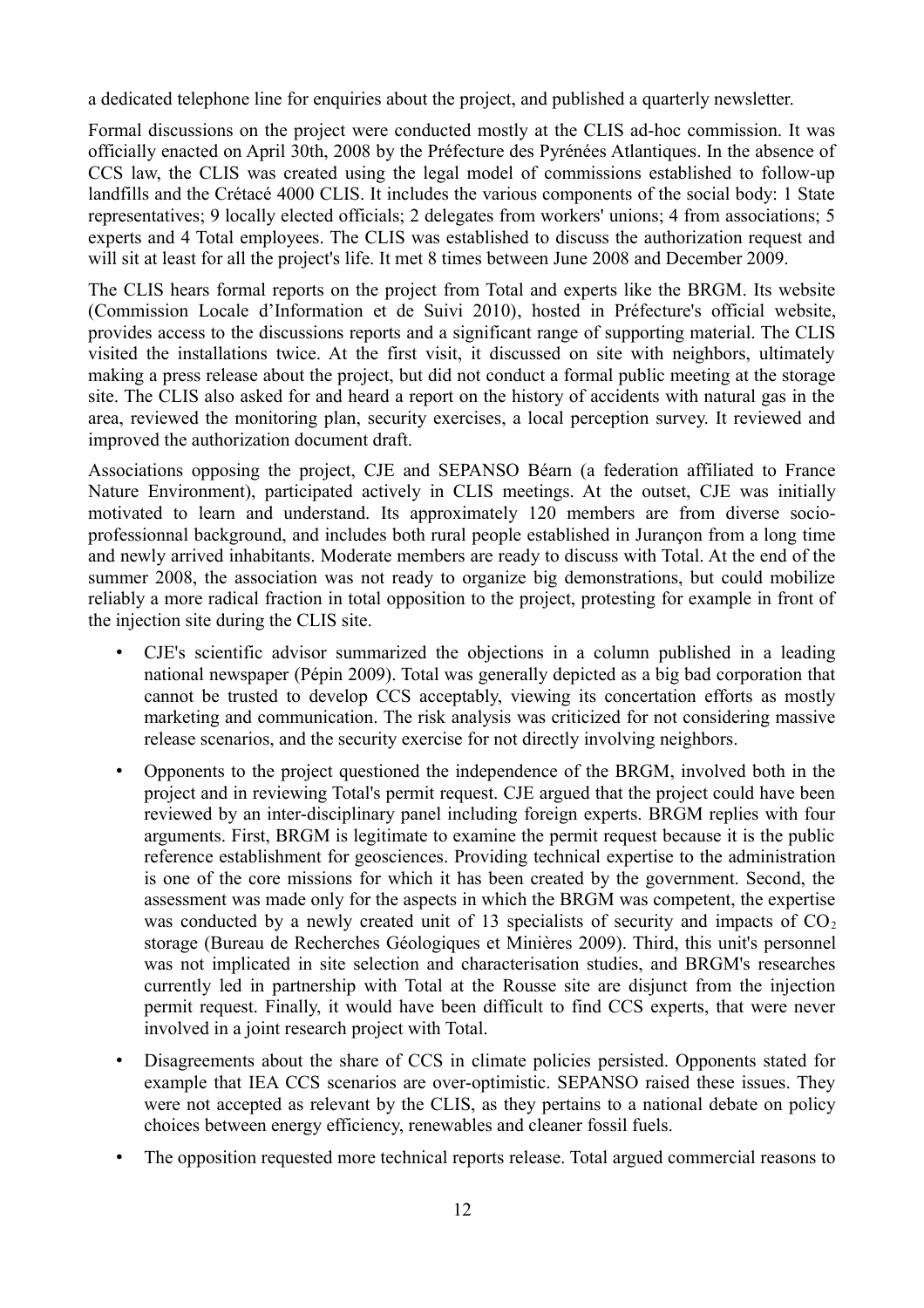a dedicated telephone line for enquiries about the project, and published a quarterly newsletter.

Formal discussions on the project were conducted mostly at the CLIS ad-hoc commission. It was officially enacted on April 30th, 2008 by the Préfecture des Pyrénées Atlantiques. In the absence of CCS law, the CLIS was created using the legal model of commissions established to follow-up landfills and the Crétacé 4000 CLIS. It includes the various components of the social body: 1 State representatives; 9 locally elected officials; 2 delegates from workers' unions; 4 from associations; 5 experts and 4 Total employees. The CLIS was established to discuss the authorization request and will sit at least for all the project's life. It met 8 times between June 2008 and December 2009.

The CLIS hears formal reports on the project from Total and experts like the BRGM. Its website (Commission Locale d'Information et de Suivi 2010), hosted in Préfecture's official website, provides access to the discussions reports and a significant range of supporting material. The CLIS visited the installations twice. At the first visit, it discussed on site with neighbors, ultimately making a press release about the project, but did not conduct a formal public meeting at the storage site. The CLIS also asked for and heard a report on the history of accidents with natural gas in the area, reviewed the monitoring plan, security exercises, a local perception survey. It reviewed and improved the authorization document draft.

Associations opposing the project, CJE and SEPANSO Béarn (a federation affiliated to France Nature Environment), participated actively in CLIS meetings. At the outset, CJE was initially motivated to learn and understand. Its approximately 120 members are from diverse socio-professionnal background, and includes both rural people established in Jurançon from a long time and newly arrived inhabitants. Moderate members are ready to discuss with Total. At the end of the summer 2008, the association was not ready to organize big demonstrations, but could mobilize reliably a more radical fraction in total opposition to the project, protesting for example in front of the injection site during the CLIS site.

- CJE's scientific advisor summarized the objections in a column published in a leading national newspaper (Pépin 2009). Total was generally depicted as a big bad corporation that cannot be trusted to develop CCS acceptably, viewing its concertation efforts as mostly marketing and communication. The risk analysis was criticized for not considering massive release scenarios, and the security exercise for not directly involving neighbors.
- Opponents to the project questioned the independence of the BRGM, involved both in the project and in reviewing Total's permit request. CJE argued that the project could have been reviewed by an inter-disciplinary panel including foreign experts. BRGM replies with four arguments. First, BRGM is legitimate to examine the permit request because it is the public reference establishment for geosciences. Providing technical expertise to the administration is one of the core missions for which it has been created by the government. Second, the assessment was made only for the aspects in which the BRGM was competent, the expertise was conducted by a newly created unit of 13 specialists of security and impacts of $CO_2$ storage (Bureau de Recherches Géologiques et Minières 2009). Third, this unit's personnel was not implicated in site selection and characterisation studies, and BRGM's researches currently led in partnership with Total at the Rousse site are disjunct from the injection permit request. Finally, it would have been difficult to find CCS experts, that were never involved in a joint research project with Total.
- Disagreements about the share of CCS in climate policies persisted. Opponents stated for example that IEA CCS scenarios are over-optimistic. SEPANSO raised these issues. They were not accepted as relevant by the CLIS, as they pertains to a national debate on policy choices between energy efficiency, renewables and cleaner fossil fuels.
- The opposition requested more technical reports release. Total argued commercial reasons to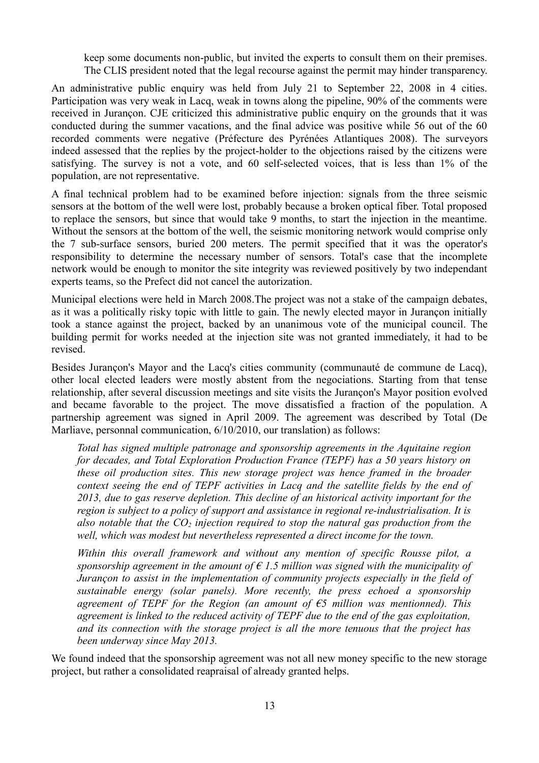keep some documents non-public, but invited the experts to consult them on their premises. The CLIS president noted that the legal recourse against the permit may hinder transparency.

An administrative public enquiry was held from July 21 to September 22, 2008 in 4 cities. Participation was very weak in Lacq, weak in towns along the pipeline, 90% of the comments were received in Jurançon. CJE criticized this administrative public enquiry on the grounds that it was conducted during the summer vacations, and the final advice was positive while 56 out of the 60 recorded comments were negative (Préfecture des Pyrénées Atlantiques 2008). The surveyors indeed assessed that the replies by the project-holder to the objections raised by the citizens were satisfying. The survey is not a vote, and 60 self-selected voices, that is less than 1% of the population, are not representative.

A final technical problem had to be examined before injection: signals from the three seismic sensors at the bottom of the well were lost, probably because a broken optical fiber. Total proposed to replace the sensors, but since that would take 9 months, to start the injection in the meantime. Without the sensors at the bottom of the well, the seismic monitoring network would comprise only the 7 sub-surface sensors, buried 200 meters. The permit specified that it was the operator's responsibility to determine the necessary number of sensors. Total's case that the incomplete network would be enough to monitor the site integrity was reviewed positively by two independant experts teams, so the Prefect did not cancel the autorization.

Municipal elections were held in March 2008.The project was not a stake of the campaign debates, as it was a politically risky topic with little to gain. The newly elected mayor in Jurançon initially took a stance against the project, backed by an unanimous vote of the municipal council. The building permit for works needed at the injection site was not granted immediately, it had to be revised.

Besides Jurançon's Mayor and the Lacq's cities community (communauté de commune de Lacq), other local elected leaders were mostly abstent from the negociations. Starting from that tense relationship, after several discussion meetings and site visits the Jurançon's Mayor position evolved and became favorable to the project. The move dissatisfied a fraction of the population. A partnership agreement was signed in April 2009. The agreement was described by Total (De Marliave, personnal communication, 6/10/2010, our translation) as follows:

> *Total has signed multiple patronage and sponsorship agreements in the Aquitaine region for decades, and Total Exploration Production France (TEPF) has a 50 years history on these oil production sites. This new storage project was hence framed in the broader context seeing the end of TEPF activities in Lacq and the satellite fields by the end of 2013, due to gas reserve depletion. This decline of an historical activity important for the region is subject to a policy of support and assistance in regional re-industrialisation. It is also notable that the $CO_2$ injection required to stop the natural gas production from the well, which was modest but nevertheless represented a direct income for the town.*
>
> *Within this overall framework and without any mention of specific Rousse pilot, a sponsorship agreement in the amount of € 1.5 million was signed with the municipality of Jurançon to assist in the implementation of community projects especially in the field of sustainable energy (solar panels). More recently, the press echoed a sponsorship agreement of TEPF for the Region (an amount of €5 million was mentionned). This agreement is linked to the reduced activity of TEPF due to the end of the gas exploitation, and its connection with the storage project is all the more tenuous that the project has been underway since May 2013.*

We found indeed that the sponsorship agreement was not all new money specific to the new storage project, but rather a consolidated reapraisal of already granted helps.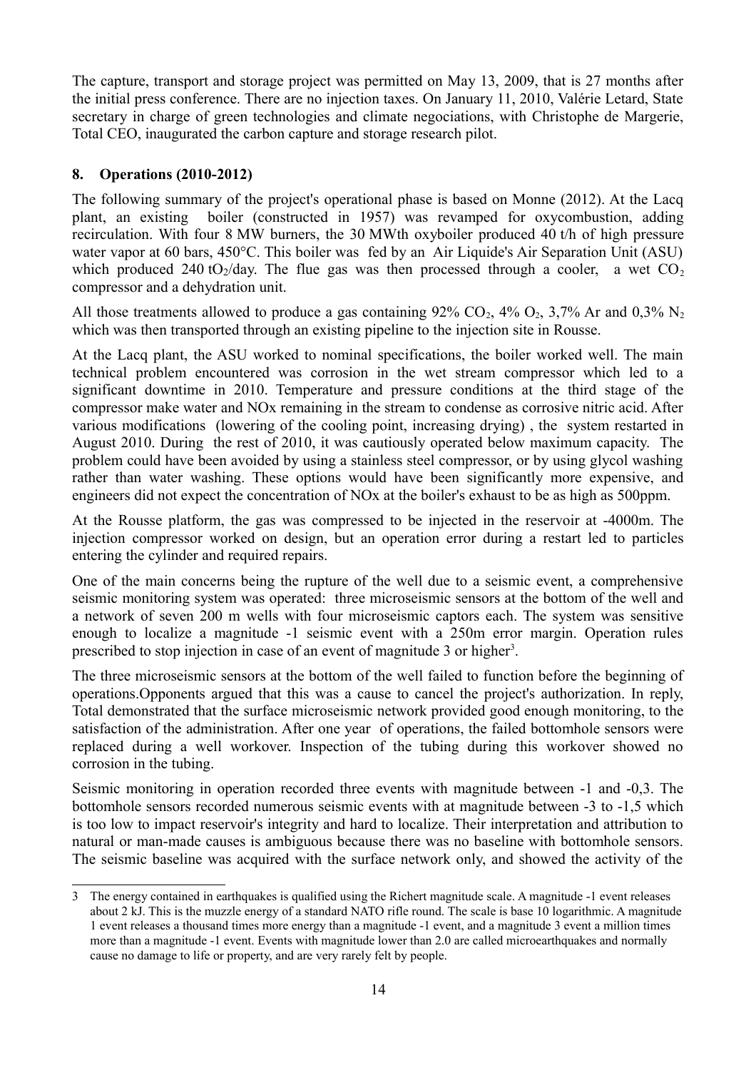The capture, transport and storage project was permitted on May 13, 2009, that is 27 months after the initial press conference. There are no injection taxes. On January 11, 2010, Valérie Letard, State secretary in charge of green technologies and climate negociations, with Christophe de Margerie, Total CEO, inaugurated the carbon capture and storage research pilot.

## 8. Operations (2010-2012)

The following summary of the project's operational phase is based on Monne (2012). At the Lacq plant, an existing boiler (constructed in 1957) was revamped for oxycombustion, adding recirculation. With four 8 MW burners, the 30 MWth oxyboiler produced 40 t/h of high pressure water vapor at 60 bars, 450°C. This boiler was fed by an Air Liquide's Air Separation Unit (ASU) which produced 240 t$O_2$/day. The flue gas was then processed through a cooler, a wet $CO_2$ compressor and a dehydration unit.

All those treatments allowed to produce a gas containing 92% $CO_2$, 4% $O_2$, 3,7% Ar and 0,3% $N_2$ which was then transported through an existing pipeline to the injection site in Rousse.

At the Lacq plant, the ASU worked to nominal specifications, the boiler worked well. The main technical problem encountered was corrosion in the wet stream compressor which led to a significant downtime in 2010. Temperature and pressure conditions at the third stage of the compressor make water and NOx remaining in the stream to condense as corrosive nitric acid. After various modifications (lowering of the cooling point, increasing drying) , the system restarted in August 2010. During the rest of 2010, it was cautiously operated below maximum capacity. The problem could have been avoided by using a stainless steel compressor, or by using glycol washing rather than water washing. These options would have been significantly more expensive, and engineers did not expect the concentration of NOx at the boiler's exhaust to be as high as 500ppm.

At the Rousse platform, the gas was compressed to be injected in the reservoir at -4000m. The injection compressor worked on design, but an operation error during a restart led to particles entering the cylinder and required repairs.

One of the main concerns being the rupture of the well due to a seismic event, a comprehensive seismic monitoring system was operated: three microseismic sensors at the bottom of the well and a network of seven 200 m wells with four microseismic captors each. The system was sensitive enough to localize a magnitude -1 seismic event with a 250m error margin. Operation rules prescribed to stop injection in case of an event of magnitude 3 or higher[3].

The three microseismic sensors at the bottom of the well failed to function before the beginning of operations.Opponents argued that this was a cause to cancel the project's authorization. In reply, Total demonstrated that the surface microseismic network provided good enough monitoring, to the satisfaction of the administration. After one year of operations, the failed bottomhole sensors were replaced during a well workover. Inspection of the tubing during this workover showed no corrosion in the tubing.

Seismic monitoring in operation recorded three events with magnitude between -1 and -0,3. The bottomhole sensors recorded numerous seismic events with at magnitude between -3 to -1,5 which is too low to impact reservoir's integrity and hard to localize. Their interpretation and attribution to natural or man-made causes is ambiguous because there was no baseline with bottomhole sensors. The seismic baseline was acquired with the surface network only, and showed the activity of the

---

3 The energy contained in earthquakes is qualified using the Richert magnitude scale. A magnitude -1 event releases about 2 kJ. This is the muzzle energy of a standard NATO rifle round. The scale is base 10 logarithmic. A magnitude 1 event releases a thousand times more energy than a magnitude -1 event, and a magnitude 3 event a million times more than a magnitude -1 event. Events with magnitude lower than 2.0 are called microearthquakes and normally cause no damage to life or property, and are very rarely felt by people.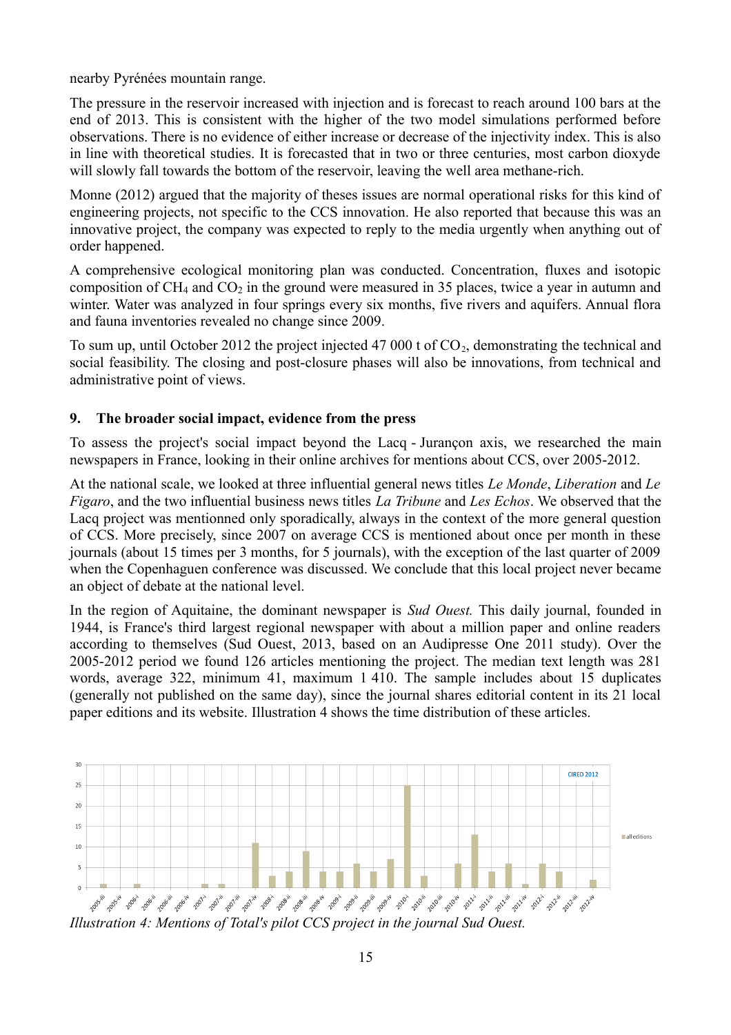nearby Pyrénées mountain range.

The pressure in the reservoir increased with injection and is forecast to reach around 100 bars at the end of 2013. This is consistent with the higher of the two model simulations performed before observations. There is no evidence of either increase or decrease of the injectivity index. This is also in line with theoretical studies. It is forecasted that in two or three centuries, most carbon dioxyde will slowly fall towards the bottom of the reservoir, leaving the well area methane-rich.

Monne (2012) argued that the majority of theses issues are normal operational risks for this kind of engineering projects, not specific to the CCS innovation. He also reported that because this was an innovative project, the company was expected to reply to the media urgently when anything out of order happened.

A comprehensive ecological monitoring plan was conducted. Concentration, fluxes and isotopic composition of $CH_4$ and $CO_2$ in the ground were measured in 35 places, twice a year in autumn and winter. Water was analyzed in four springs every six months, five rivers and aquifers. Annual flora and fauna inventories revealed no change since 2009.

To sum up, until October 2012 the project injected 47 000 t of $CO_2$, demonstrating the technical and social feasibility. The closing and post-closure phases will also be innovations, from technical and administrative point of views.

## 9. The broader social impact, evidence from the press

To assess the project's social impact beyond the Lacq - Jurançon axis, we researched the main newspapers in France, looking in their online archives for mentions about CCS, over 2005-2012.

At the national scale, we looked at three influential general news titles *Le Monde*, *Liberation* and *Le Figaro*, and the two influential business news titles *La Tribune* and *Les Echos*. We observed that the Lacq project was mentionned only sporadically, always in the context of the more general question of CCS. More precisely, since 2007 on average CCS is mentioned about once per month in these journals (about 15 times per 3 months, for 5 journals), with the exception of the last quarter of 2009 when the Copenhaguen conference was discussed. We conclude that this local project never became an object of debate at the national level.

In the region of Aquitaine, the dominant newspaper is *Sud Ouest.* This daily journal, founded in 1944, is France's third largest regional newspaper with about a million paper and online readers according to themselves (Sud Ouest, 2013, based on an Audipresse One 2011 study). Over the 2005-2012 period we found 126 articles mentioning the project. The median text length was 281 words, average 322, minimum 41, maximum 1 410. The sample includes about 15 duplicates (generally not published on the same day), since the journal shares editorial content in its 21 local paper editions and its website. Illustration 4 shows the time distribution of these articles.

*Illustration 4: Mentions of Total's pilot CCS project in the journal Sud Ouest.*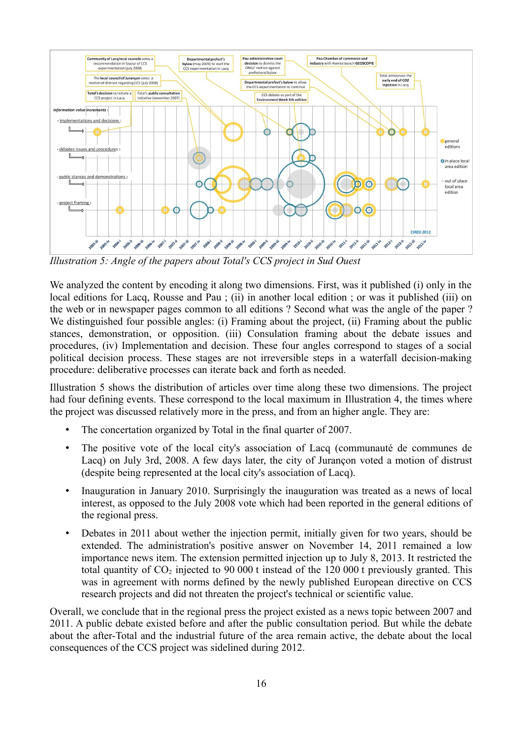*Illustration 5: Angle of the papers about Total's CCS project in Sud Ouest*

We analyzed the content by encoding it along two dimensions. First, was it published (i) only in the local editions for Lacq, Rousse and Pau ; (ii) in another local edition ; or was it published (iii) on the web or in newspaper pages common to all editions ? Second what was the angle of the paper ? We distinguished four possible angles: (i) Framing about the project, (ii) Framing about the public stances, demonstration, or opposition. (iii) Consulation framing about the debate issues and procedures, (iv) Implementation and decision. These four angles correspond to stages of a social political decision process. These stages are not irreversible steps in a waterfall decision-making procedure: deliberative processes can iterate back and forth as needed.

Illustration 5 shows the distribution of articles over time along these two dimensions. The project had four defining events. These correspond to the local maximum in Illustration 4, the times where the project was discussed relatively more in the press, and from an higher angle. They are:

- The concertation organized by Total in the final quarter of 2007.
- The positive vote of the local city's association of Lacq (communauté de communes de Lacq) on July 3rd, 2008. A few days later, the city of Jurançon voted a motion of distrust (despite being represented at the local city's association of Lacq).
- Inauguration in January 2010. Surprisingly the inauguration was treated as a news of local interest, as opposed to the July 2008 vote which had been reported in the general editions of the regional press.
- Debates in 2011 about wether the injection permit, initially given for two years, should be extended. The administration's positive answer on November 14, 2011 remained a low importance news item. The extension permitted injection up to July 8, 2013. It restricted the total quantity of $CO_2$ injected to 90 000 t instead of the 120 000 t previously granted. This was in agreement with norms defined by the newly published European directive on CCS research projects and did not threaten the project's technical or scientific value.

Overall, we conclude that in the regional press the project existed as a news topic between 2007 and 2011. A public debate existed before and after the public consultation period. But while the debate about the after-Total and the industrial future of the area remain active, the debate about the local consequences of the CCS project was sidelined during 2012.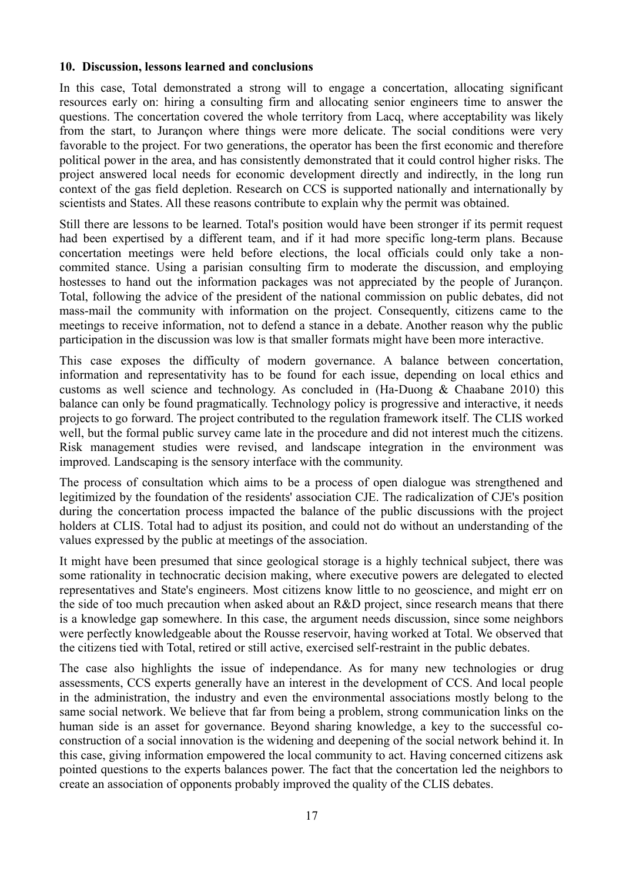### 10. Discussion, lessons learned and conclusions

In this case, Total demonstrated a strong will to engage a concertation, allocating significant resources early on: hiring a consulting firm and allocating senior engineers time to answer the questions. The concertation covered the whole territory from Lacq, where acceptability was likely from the start, to Jurançon where things were more delicate. The social conditions were very favorable to the project. For two generations, the operator has been the first economic and therefore political power in the area, and has consistently demonstrated that it could control higher risks. The project answered local needs for economic development directly and indirectly, in the long run context of the gas field depletion. Research on CCS is supported nationally and internationally by scientists and States. All these reasons contribute to explain why the permit was obtained.

Still there are lessons to be learned. Total's position would have been stronger if its permit request had been expertised by a different team, and if it had more specific long-term plans. Because concertation meetings were held before elections, the local officials could only take a non-commited stance. Using a parisian consulting firm to moderate the discussion, and employing hostesses to hand out the information packages was not appreciated by the people of Jurançon. Total, following the advice of the president of the national commission on public debates, did not mass-mail the community with information on the project. Consequently, citizens came to the meetings to receive information, not to defend a stance in a debate. Another reason why the public participation in the discussion was low is that smaller formats might have been more interactive.

This case exposes the difficulty of modern governance. A balance between concertation, information and representativity has to be found for each issue, depending on local ethics and customs as well science and technology. As concluded in (Ha-Duong & Chaabane 2010) this balance can only be found pragmatically. Technology policy is progressive and interactive, it needs projects to go forward. The project contributed to the regulation framework itself. The CLIS worked well, but the formal public survey came late in the procedure and did not interest much the citizens. Risk management studies were revised, and landscape integration in the environment was improved. Landscaping is the sensory interface with the community.

The process of consultation which aims to be a process of open dialogue was strengthened and legitimized by the foundation of the residents' association CJE. The radicalization of CJE's position during the concertation process impacted the balance of the public discussions with the project holders at CLIS. Total had to adjust its position, and could not do without an understanding of the values expressed by the public at meetings of the association.

It might have been presumed that since geological storage is a highly technical subject, there was some rationality in technocratic decision making, where executive powers are delegated to elected representatives and State's engineers. Most citizens know little to no geoscience, and might err on the side of too much precaution when asked about an R&D project, since research means that there is a knowledge gap somewhere. In this case, the argument needs discussion, since some neighbors were perfectly knowledgeable about the Rousse reservoir, having worked at Total. We observed that the citizens tied with Total, retired or still active, exercised self-restraint in the public debates.

The case also highlights the issue of independance. As for many new technologies or drug assessments, CCS experts generally have an interest in the development of CCS. And local people in the administration, the industry and even the environmental associations mostly belong to the same social network. We believe that far from being a problem, strong communication links on the human side is an asset for governance. Beyond sharing knowledge, a key to the successful co-construction of a social innovation is the widening and deepening of the social network behind it. In this case, giving information empowered the local community to act. Having concerned citizens ask pointed questions to the experts balances power. The fact that the concertation led the neighbors to create an association of opponents probably improved the quality of the CLIS debates.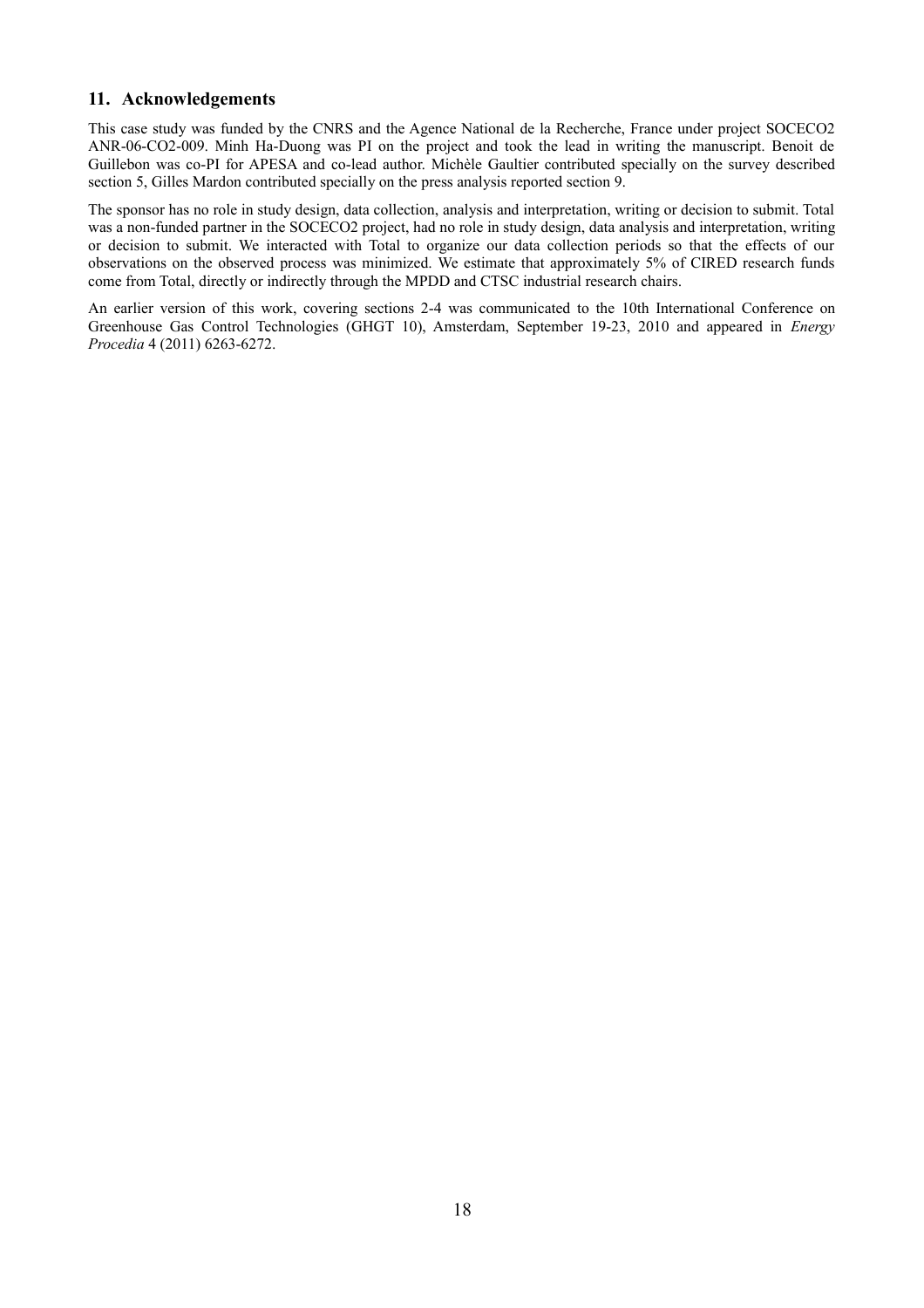## 11. Acknowledgements

This case study was funded by the CNRS and the Agence National de la Recherche, France under project SOCECO2 ANR-06-CO2-009. Minh Ha-Duong was PI on the project and took the lead in writing the manuscript. Benoit de Guillebon was co-PI for APESA and co-lead author. Michèle Gaultier contributed specially on the survey described section 5, Gilles Mardon contributed specially on the press analysis reported section 9.

The sponsor has no role in study design, data collection, analysis and interpretation, writing or decision to submit. Total was a non-funded partner in the SOCECO2 project, had no role in study design, data analysis and interpretation, writing or decision to submit. We interacted with Total to organize our data collection periods so that the effects of our observations on the observed process was minimized. We estimate that approximately 5% of CIRED research funds come from Total, directly or indirectly through the MPDD and CTSC industrial research chairs.

An earlier version of this work, covering sections 2-4 was communicated to the 10th International Conference on Greenhouse Gas Control Technologies (GHGT 10), Amsterdam, September 19-23, 2010 and appeared in *Energy Procedia* 4 (2011) 6263-6272.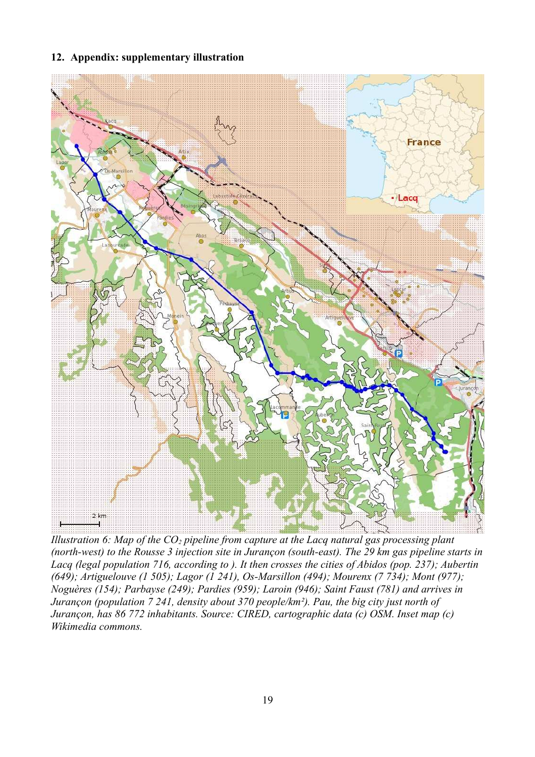## 12. Appendix: supplementary illustration

*Illustration 6: Map of the $CO_2$ pipeline from capture at the Lacq natural gas processing plant (north-west) to the Rousse 3 injection site in Jurançon (south-east). The 29 km gas pipeline starts in Lacq (legal population 716, according to ). It then crosses the cities of Abidos (pop. 237); Aubertin (649); Artiguelouve (1 505); Lagor (1 241), Os-Marsillon (494); Mourenx (7 734); Mont (977); Noguères (154); Parbayse (249); Pardies (959); Laroin (946); Saint Faust (781) and arrives in Jurançon (population 7 241, density about 370 people/km²). Pau, the big city just north of Jurançon, has 86 772 inhabitants. Source: CIRED, cartographic data (c) OSM. Inset map (c) Wikimedia commons.*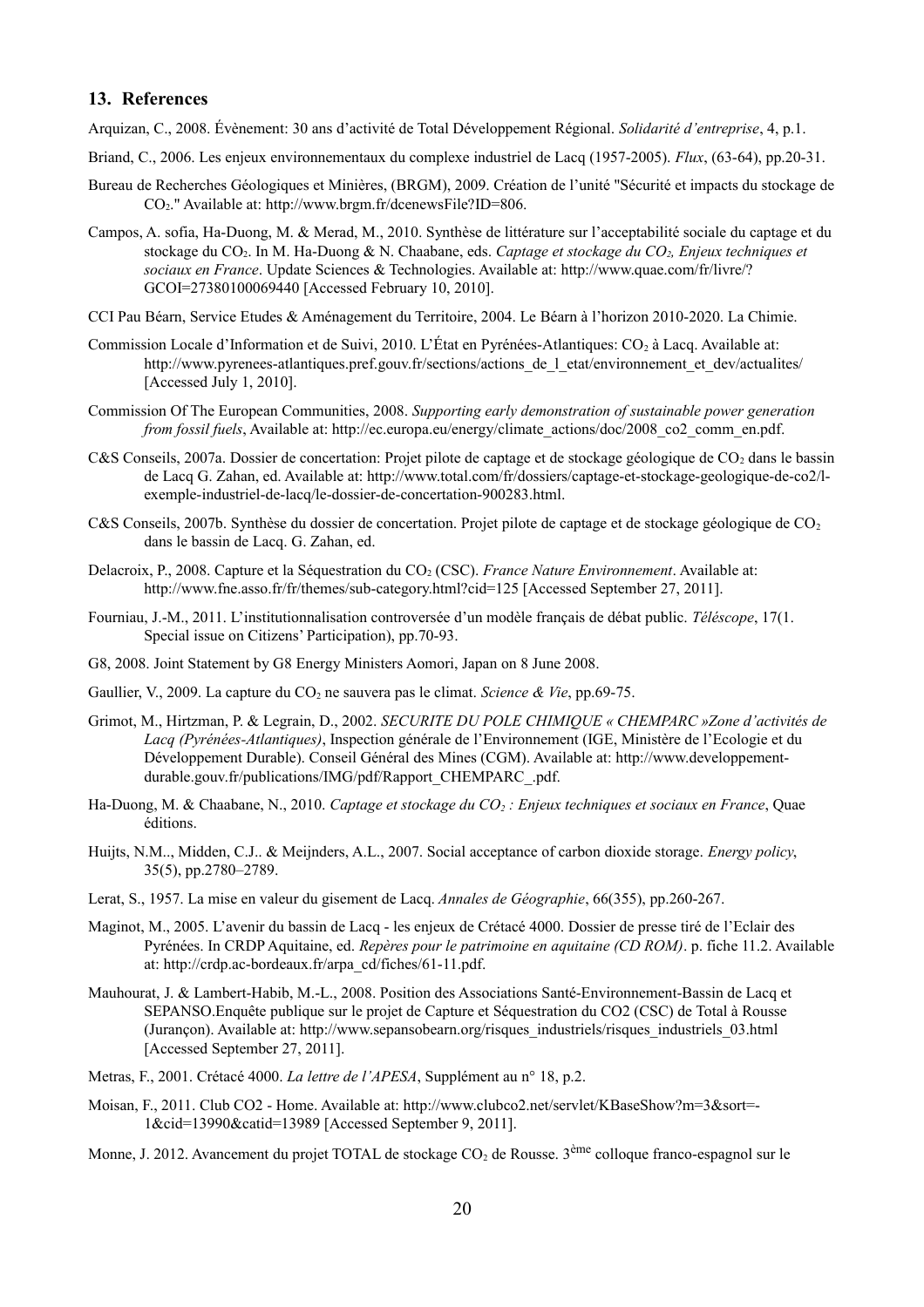## 13. References

Arquizan, C., 2008. Évènement: 30 ans d'activité de Total Développement Régional. *Solidarité d'entreprise*, 4, p.1.

Briand, C., 2006. Les enjeux environnementaux du complexe industriel de Lacq (1957-2005). *Flux*, (63-64), pp.20-31.

Bureau de Recherches Géologiques et Minières, (BRGM), 2009. Création de l'unité "Sécurité et impacts du stockage de $CO_2$." Available at: http://www.brgm.fr/dcenewsFile?ID=806.

Campos, A. sofia, Ha-Duong, M. & Merad, M., 2010. Synthèse de littérature sur l'acceptabilité sociale du captage et du stockage du $CO_2$. In M. Ha-Duong & N. Chaabane, eds. *Captage et stockage du $CO_2$, Enjeux techniques et sociaux en France*. Update Sciences & Technologies. Available at: http://www.quae.com/fr/livre/?GCOI=27380100069440 [Accessed February 10, 2010].

CCI Pau Béarn, Service Etudes & Aménagement du Territoire, 2004. Le Béarn à l'horizon 2010-2020. La Chimie.

Commission Locale d'Information et de Suivi, 2010. L'État en Pyrénées-Atlantiques: $CO_2$ à Lacq. Available at: http://www.pyrenees-atlantiques.pref.gouv.fr/sections/actions_de_l_etat/environnement_et_dev/actualites/ [Accessed July 1, 2010].

Commission Of The European Communities, 2008. *Supporting early demonstration of sustainable power generation from fossil fuels*, Available at: http://ec.europa.eu/energy/climate_actions/doc/2008_co2_comm_en.pdf.

C&S Conseils, 2007a. Dossier de concertation: Projet pilote de captage et de stockage géologique de $CO_2$ dans le bassin de Lacq G. Zahan, ed. Available at: http://www.total.com/fr/dossiers/captage-et-stockage-geologique-de-co2/l-exemple-industriel-de-lacq/le-dossier-de-concertation-900283.html.

C&S Conseils, 2007b. Synthèse du dossier de concertation. Projet pilote de captage et de stockage géologique de $CO_2$ dans le bassin de Lacq. G. Zahan, ed.

Delacroix, P., 2008. Capture et la Séquestration du $CO_2$ (CSC). *France Nature Environnement*. Available at: http://www.fne.asso.fr/fr/themes/sub-category.html?cid=125 [Accessed September 27, 2011].

Fourniau, J.-M., 2011. L'institutionnalisation controversée d'un modèle français de débat public. *Téléscope*, 17(1. Special issue on Citizens' Participation), pp.70-93.

G8, 2008. Joint Statement by G8 Energy Ministers Aomori, Japan on 8 June 2008.

Gaullier, V., 2009. La capture du $CO_2$ ne sauvera pas le climat. *Science & Vie*, pp.69-75.

Grimot, M., Hirtzman, P. & Legrain, D., 2002. *SECURITE DU POLE CHIMIQUE « CHEMPARC »Zone d'activités de Lacq (Pyrénées-Atlantiques)*, Inspection générale de l'Environnement (IGE, Ministère de l'Ecologie et du Développement Durable). Conseil Général des Mines (CGM). Available at: http://www.developpement-durable.gouv.fr/publications/IMG/pdf/Rapport_CHEMPARC_.pdf.

Ha-Duong, M. & Chaabane, N., 2010. *Captage et stockage du $CO_2$ : Enjeux techniques et sociaux en France*, Quae éditions.

Huijts, N.M.., Midden, C.J.. & Meijnders, A.L., 2007. Social acceptance of carbon dioxide storage. *Energy policy*, 35(5), pp.2780–2789.

Lerat, S., 1957. La mise en valeur du gisement de Lacq. *Annales de Géographie*, 66(355), pp.260-267.

Maginot, M., 2005. L'avenir du bassin de Lacq - les enjeux de Crétacé 4000. Dossier de presse tiré de l'Eclair des Pyrénées. In CRDP Aquitaine, ed. *Repères pour le patrimoine en aquitaine (CD ROM)*. p. fiche 11.2. Available at: http://crdp.ac-bordeaux.fr/arpa_cd/fiches/61-11.pdf.

Mauhourat, J. & Lambert-Habib, M.-L., 2008. Position des Associations Santé-Environnement-Bassin de Lacq et SEPANSO.Enquête publique sur le projet de Capture et Séquestration du CO2 (CSC) de Total à Rousse (Jurançon). Available at: http://www.sepansobearn.org/risques_industriels/risques_industriels_03.html [Accessed September 27, 2011].

Metras, F., 2001. Crétacé 4000. *La lettre de l'APESA*, Supplément au n° 18, p.2.

Moisan, F., 2011. Club CO2 - Home. Available at: http://www.clubco2.net/servlet/KBaseShow?m=3&sort=-1&cid=13990&catid=13989 [Accessed September 9, 2011].

Monne, J. 2012. Avancement du projet TOTAL de stockage $CO_2$ de Rousse. 3[ème] colloque franco-espagnol sur le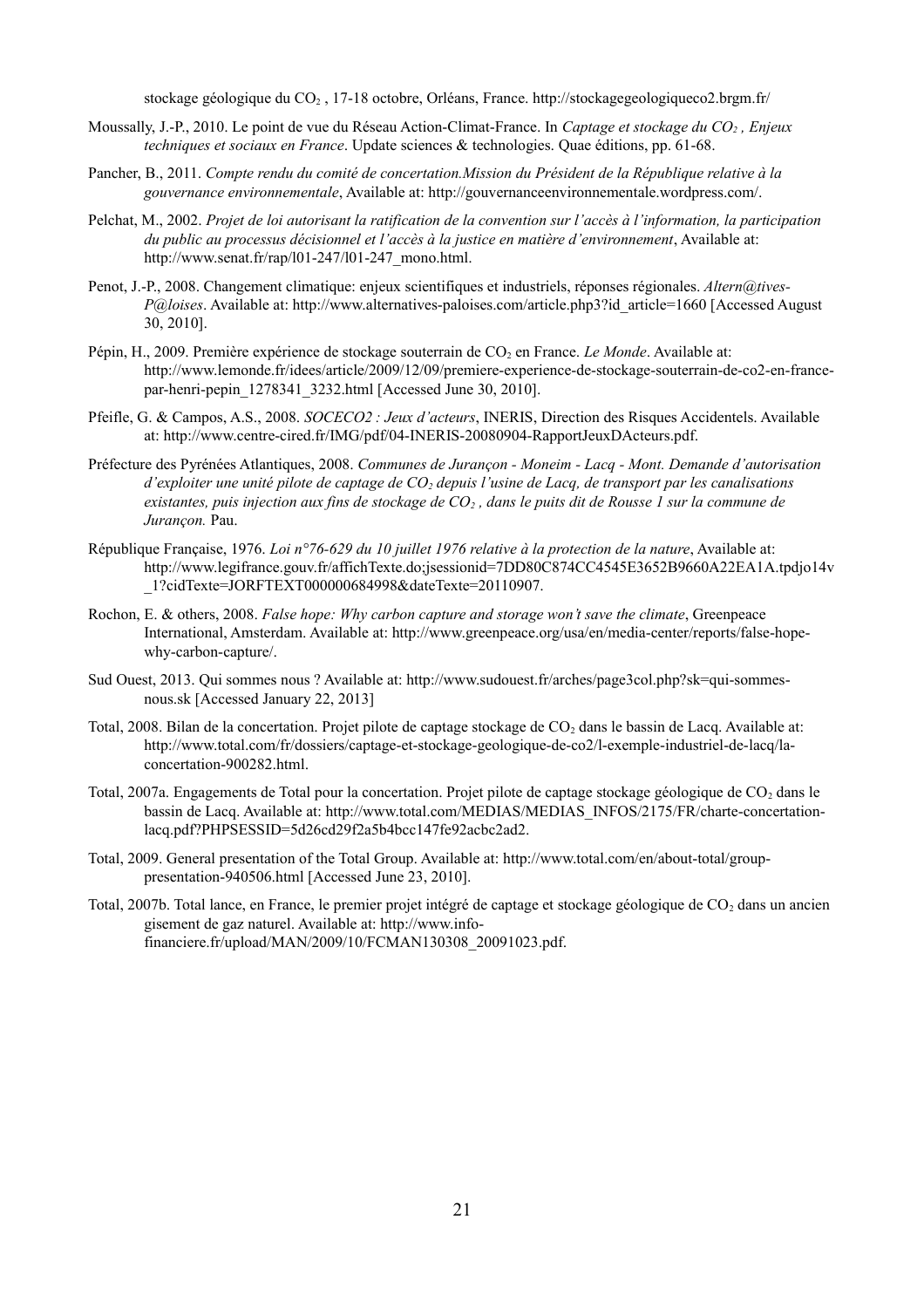stockage géologique du $CO_2$ , 17-18 octobre, Orléans, France. http://stockagegeologiqueco2.brgm.fr/

Moussally, J.-P., 2010. Le point de vue du Réseau Action-Climat-France. In *Captage et stockage du $CO_2$ , Enjeux techniques et sociaux en France*. Update sciences & technologies. Quae éditions, pp. 61-68.

Pancher, B., 2011. *Compte rendu du comité de concertation.Mission du Président de la République relative à la gouvernance environnementale*, Available at: http://gouvernanceenvironnementale.wordpress.com/.

Pelchat, M., 2002. *Projet de loi autorisant la ratification de la convention sur l'accès à l'information, la participation du public au processus décisionnel et l'accès à la justice en matière d'environnement*, Available at: http://www.senat.fr/rap/l01-247/l01-247_mono.html.

Penot, J.-P., 2008. Changement climatique: enjeux scientifiques et industriels, réponses régionales. *Altern@tives-P@loises*. Available at: http://www.alternatives-paloises.com/article.php3?id_article=1660 [Accessed August 30, 2010].

Pépin, H., 2009. Première expérience de stockage souterrain de $CO_2$ en France. *Le Monde*. Available at: http://www.lemonde.fr/idees/article/2009/12/09/premiere-experience-de-stockage-souterrain-de-co2-en-france-par-henri-pepin_1278341_3232.html [Accessed June 30, 2010].

Pfeifle, G. & Campos, A.S., 2008. *SOCECO2 : Jeux d'acteurs*, INERIS, Direction des Risques Accidentels. Available at: http://www.centre-cired.fr/IMG/pdf/04-INERIS-20080904-RapportJeuxDActeurs.pdf.

Préfecture des Pyrénées Atlantiques, 2008. *Communes de Jurançon - Moneim - Lacq - Mont. Demande d'autorisation d'exploiter une unité pilote de captage de $CO_2$ depuis l'usine de Lacq, de transport par les canalisations existantes, puis injection aux fins de stockage de $CO_2$ , dans le puits dit de Rousse 1 sur la commune de Jurançon.* Pau.

République Française, 1976. *Loi n°76-629 du 10 juillet 1976 relative à la protection de la nature*, Available at: http://www.legifrance.gouv.fr/affichTexte.do;jsessionid=7DD80C874CC4545E3652B9660A22EA1A.tpdjo14v_1?cidTexte=JORFTEXT000000684998&dateTexte=20110907.

Rochon, E. & others, 2008. *False hope: Why carbon capture and storage won't save the climate*, Greenpeace International, Amsterdam. Available at: http://www.greenpeace.org/usa/en/media-center/reports/false-hope-why-carbon-capture/.

Sud Ouest, 2013. Qui sommes nous ? Available at: http://www.sudouest.fr/arches/page3col.php?sk=qui-sommes-nous.sk [Accessed January 22, 2013]

Total, 2008. Bilan de la concertation. Projet pilote de captage stockage de $CO_2$ dans le bassin de Lacq. Available at: http://www.total.com/fr/dossiers/captage-et-stockage-geologique-de-co2/l-exemple-industriel-de-lacq/la-concertation-900282.html.

Total, 2007a. Engagements de Total pour la concertation. Projet pilote de captage stockage géologique de $CO_2$ dans le bassin de Lacq. Available at: http://www.total.com/MEDIAS/MEDIAS_INFOS/2175/FR/charte-concertation-lacq.pdf?PHPSESSID=5d26cd29f2a5b4bcc147fe92acbc2ad2.

Total, 2009. General presentation of the Total Group. Available at: http://www.total.com/en/about-total/group-presentation-940506.html [Accessed June 23, 2010].

Total, 2007b. Total lance, en France, le premier projet intégré de captage et stockage géologique de $CO_2$ dans un ancien gisement de gaz naturel. Available at: http://www.info-financiere.fr/upload/MAN/2009/10/FCMAN130308_20091023.pdf.